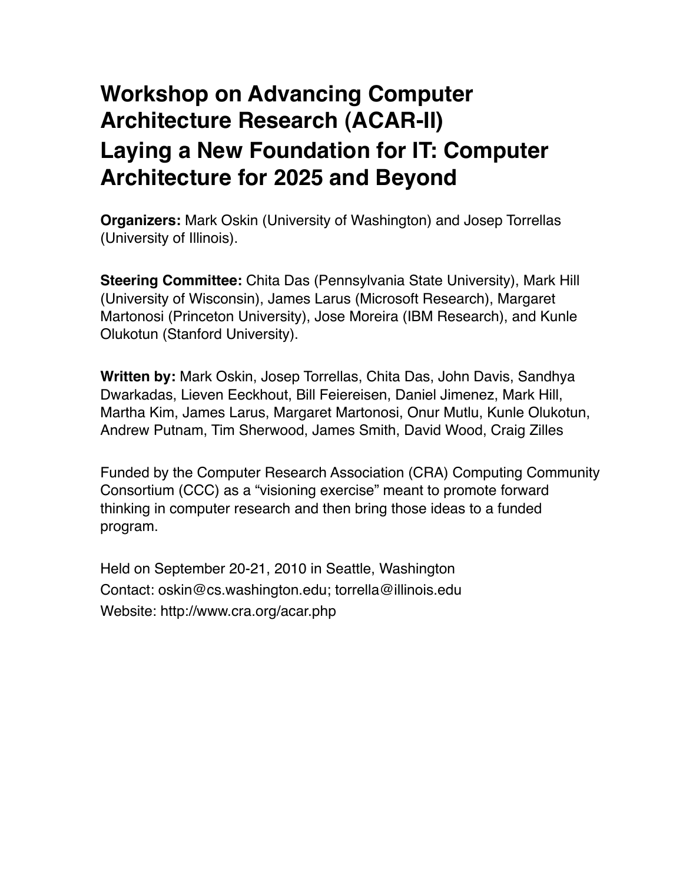# Workshop on Advancing Computer Architecture Research (ACAR-II)

# Laying a New Foundation for IT: Computer Architecture for 2025 and Beyond

**Organizers:** Mark Oskin (University of Washington) and Josep Torrellas (University of Illinois).

**Steering Committee:** Chita Das (Pennsylvania State University), Mark Hill (University of Wisconsin), James Larus (Microsoft Research), Margaret Martonosi (Princeton University), Jose Moreira (IBM Research), and Kunle Olukotun (Stanford University).

**Written by:** Mark Oskin, Josep Torrellas, Chita Das, John Davis, Sandhya Dwarkadas, Lieven Eeckhout, Bill Feiereisen, Daniel Jimenez, Mark Hill, Martha Kim, James Larus, Margaret Martonosi, Onur Mutlu, Kunle Olukotun, Andrew Putnam, Tim Sherwood, James Smith, David Wood, Craig Zilles

Funded by the Computer Research Association (CRA) Computing Community Consortium (CCC) as a "visioning exercise" meant to promote forward thinking in computer research and then bring those ideas to a funded program.

Held on September 20-21, 2010 in Seattle, Washington

Contact: oskin@cs.washington.edu; torrella@illinois.edu

Website: http://www.cra.org/acar.php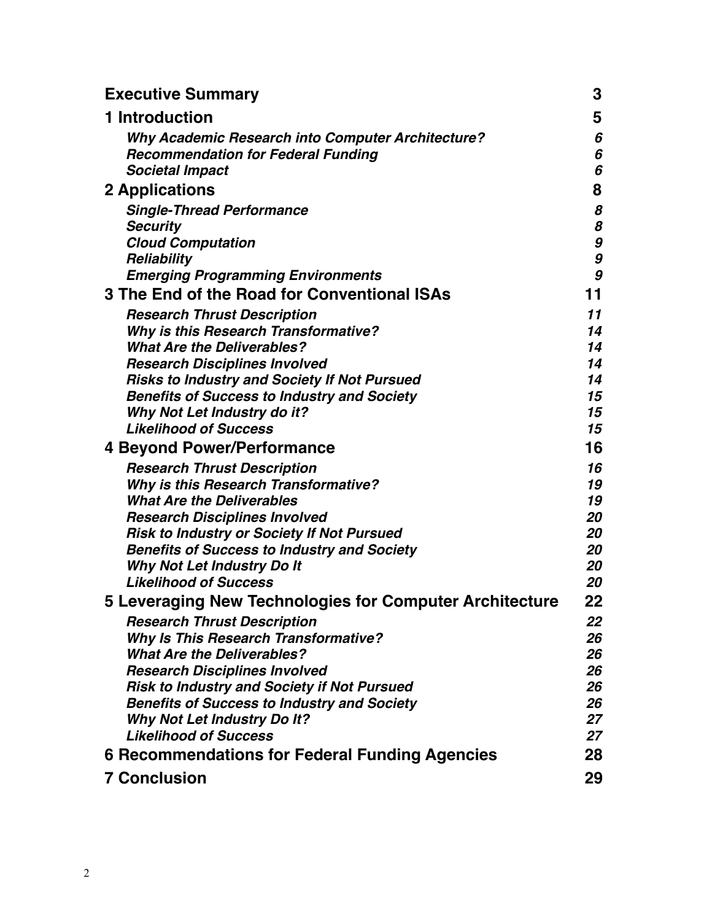| | |
|---|---|
| **Executive Summary** | **3** |
| **1 Introduction** | **5** |
| ***Why Academic Research into Computer Architecture?*** | ***6*** |
| ***Recommendation for Federal Funding*** | ***6*** |
| ***Societal Impact*** | ***6*** |
| **2 Applications** | **8** |
| ***Single-Thread Performance*** | ***8*** |
| ***Security*** | ***8*** |
| ***Cloud Computation*** | ***9*** |
| ***Reliability*** | ***9*** |
| ***Emerging Programming Environments*** | ***9*** |
| **3 The End of the Road for Conventional ISAs** | **11** |
| ***Research Thrust Description*** | ***11*** |
| ***Why is this Research Transformative?*** | ***14*** |
| ***What Are the Deliverables?*** | ***14*** |
| ***Research Disciplines Involved*** | ***14*** |
| ***Risks to Industry and Society If Not Pursued*** | ***14*** |
| ***Benefits of Success to Industry and Society*** | ***15*** |
| ***Why Not Let Industry do it?*** | ***15*** |
| ***Likelihood of Success*** | ***15*** |
| **4 Beyond Power/Performance** | **16** |
| ***Research Thrust Description*** | ***16*** |
| ***Why is this Research Transformative?*** | ***19*** |
| ***What Are the Deliverables*** | ***19*** |
| ***Research Disciplines Involved*** | ***20*** |
| ***Risk to Industry or Society If Not Pursued*** | ***20*** |
| ***Benefits of Success to Industry and Society*** | ***20*** |
| ***Why Not Let Industry Do It*** | ***20*** |
| ***Likelihood of Success*** | ***20*** |
| **5 Leveraging New Technologies for Computer Architecture** | **22** |
| ***Research Thrust Description*** | ***22*** |
| ***Why Is This Research Transformative?*** | ***26*** |
| ***What Are the Deliverables?*** | ***26*** |
| ***Research Disciplines Involved*** | ***26*** |
| ***Risk to Industry and Society if Not Pursued*** | ***26*** |
| ***Benefits of Success to Industry and Society*** | ***26*** |
| ***Why Not Let Industry Do It?*** | ***27*** |
| ***Likelihood of Success*** | ***27*** |
| **6 Recommendations for Federal Funding Agencies** | **28** |
| **7 Conclusion** | **29** |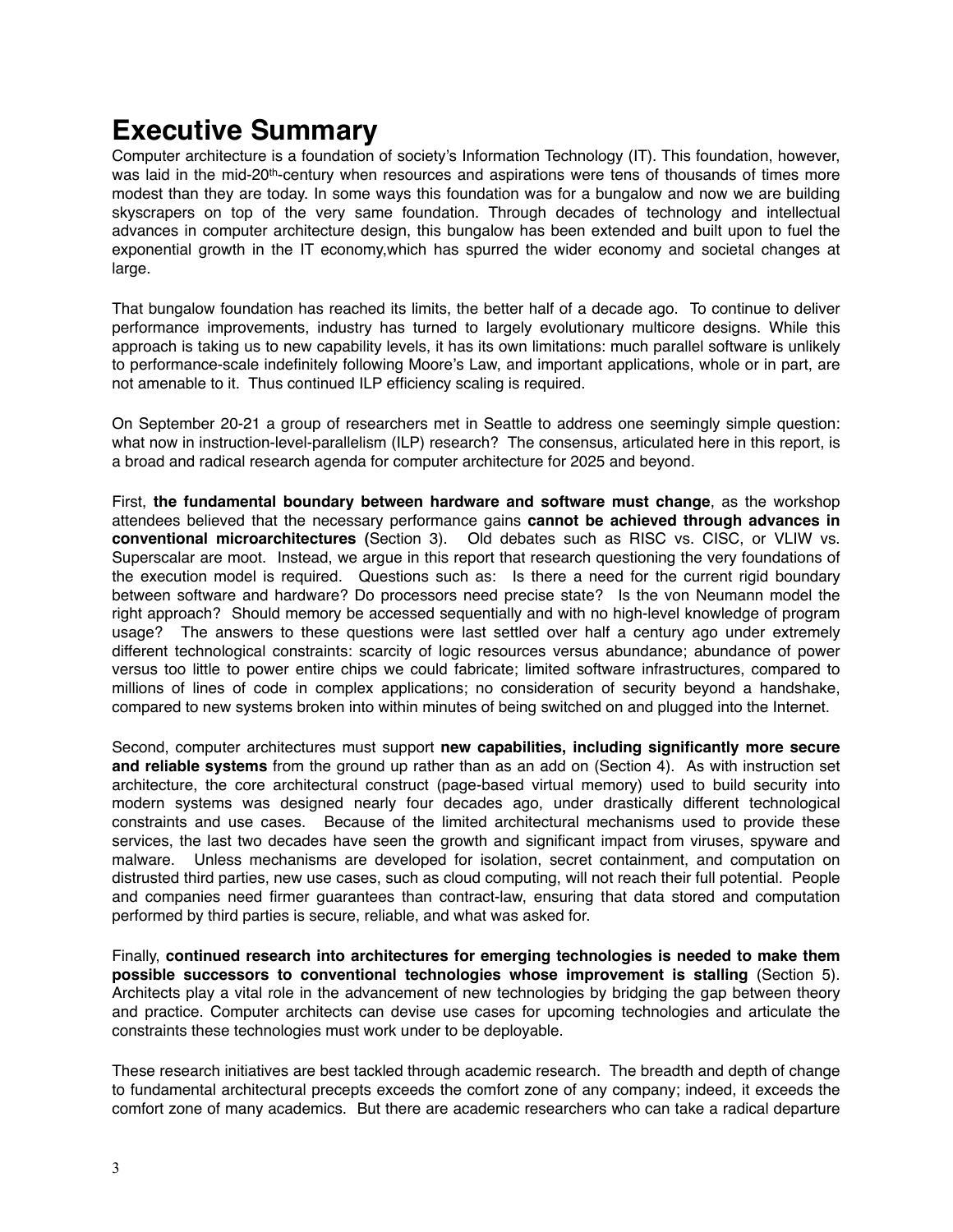# Executive Summary

Computer architecture is a foundation of society's Information Technology (IT). This foundation, however, was laid in the mid-20th-century when resources and aspirations were tens of thousands of times more modest than they are today. In some ways this foundation was for a bungalow and now we are building skyscrapers on top of the very same foundation. Through decades of technology and intellectual advances in computer architecture design, this bungalow has been extended and built upon to fuel the exponential growth in the IT economy,which has spurred the wider economy and societal changes at large.

That bungalow foundation has reached its limits, the better half of a decade ago. To continue to deliver performance improvements, industry has turned to largely evolutionary multicore designs. While this approach is taking us to new capability levels, it has its own limitations: much parallel software is unlikely to performance-scale indefinitely following Moore's Law, and important applications, whole or in part, are not amenable to it. Thus continued ILP efficiency scaling is required.

On September 20-21 a group of researchers met in Seattle to address one seemingly simple question: what now in instruction-level-parallelism (ILP) research? The consensus, articulated here in this report, is a broad and radical research agenda for computer architecture for 2025 and beyond.

First, **the fundamental boundary between hardware and software must change**, as the workshop attendees believed that the necessary performance gains **cannot be achieved through advances in conventional microarchitectures (**Section 3). Old debates such as RISC vs. CISC, or VLIW vs. Superscalar are moot. Instead, we argue in this report that research questioning the very foundations of the execution model is required. Questions such as: Is there a need for the current rigid boundary between software and hardware? Do processors need precise state? Is the von Neumann model the right approach? Should memory be accessed sequentially and with no high-level knowledge of program usage? The answers to these questions were last settled over half a century ago under extremely different technological constraints: scarcity of logic resources versus abundance; abundance of power versus too little to power entire chips we could fabricate; limited software infrastructures, compared to millions of lines of code in complex applications; no consideration of security beyond a handshake, compared to new systems broken into within minutes of being switched on and plugged into the Internet.

Second, computer architectures must support **new capabilities, including significantly more secure and reliable systems** from the ground up rather than as an add on (Section 4). As with instruction set architecture, the core architectural construct (page-based virtual memory) used to build security into modern systems was designed nearly four decades ago, under drastically different technological constraints and use cases. Because of the limited architectural mechanisms used to provide these services, the last two decades have seen the growth and significant impact from viruses, spyware and malware. Unless mechanisms are developed for isolation, secret containment, and computation on distrusted third parties, new use cases, such as cloud computing, will not reach their full potential. People and companies need firmer guarantees than contract-law, ensuring that data stored and computation performed by third parties is secure, reliable, and what was asked for.

Finally, **continued research into architectures for emerging technologies is needed to make them possible successors to conventional technologies whose improvement is stalling** (Section 5). Architects play a vital role in the advancement of new technologies by bridging the gap between theory and practice. Computer architects can devise use cases for upcoming technologies and articulate the constraints these technologies must work under to be deployable.

These research initiatives are best tackled through academic research. The breadth and depth of change to fundamental architectural precepts exceeds the comfort zone of any company; indeed, it exceeds the comfort zone of many academics. But there are academic researchers who can take a radical departure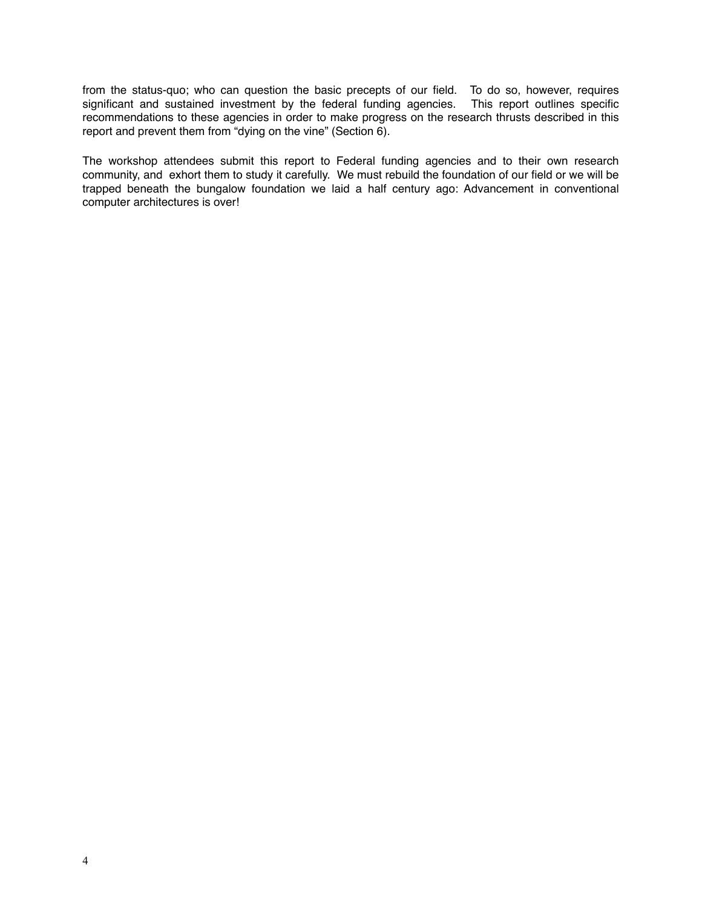from the status-quo; who can question the basic precepts of our field. To do so, however, requires significant and sustained investment by the federal funding agencies. This report outlines specific recommendations to these agencies in order to make progress on the research thrusts described in this report and prevent them from "dying on the vine" (Section 6).

The workshop attendees submit this report to Federal funding agencies and to their own research community, and exhort them to study it carefully. We must rebuild the foundation of our field or we will be trapped beneath the bungalow foundation we laid a half century ago: Advancement in conventional computer architectures is over!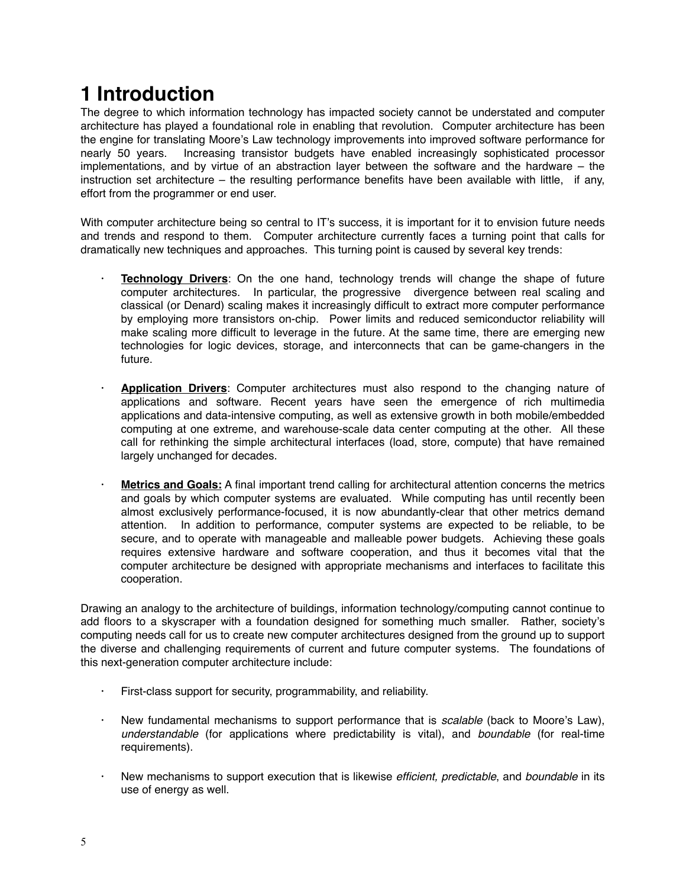# 1 Introduction

The degree to which information technology has impacted society cannot be understated and computer architecture has played a foundational role in enabling that revolution. Computer architecture has been the engine for translating Moore's Law technology improvements into improved software performance for nearly 50 years. Increasing transistor budgets have enabled increasingly sophisticated processor implementations, and by virtue of an abstraction layer between the software and the hardware – the instruction set architecture – the resulting performance benefits have been available with little, if any, effort from the programmer or end user.

With computer architecture being so central to IT's success, it is important for it to envision future needs and trends and respond to them. Computer architecture currently faces a turning point that calls for dramatically new techniques and approaches. This turning point is caused by several key trends:

- **Technology Drivers**: On the one hand, technology trends will change the shape of future computer architectures. In particular, the progressive divergence between real scaling and classical (or Denard) scaling makes it increasingly difficult to extract more computer performance by employing more transistors on-chip. Power limits and reduced semiconductor reliability will make scaling more difficult to leverage in the future. At the same time, there are emerging new technologies for logic devices, storage, and interconnects that can be game-changers in the future.

- **Application Drivers**: Computer architectures must also respond to the changing nature of applications and software. Recent years have seen the emergence of rich multimedia applications and data-intensive computing, as well as extensive growth in both mobile/embedded computing at one extreme, and warehouse-scale data center computing at the other. All these call for rethinking the simple architectural interfaces (load, store, compute) that have remained largely unchanged for decades.

- **Metrics and Goals:** A final important trend calling for architectural attention concerns the metrics and goals by which computer systems are evaluated. While computing has until recently been almost exclusively performance-focused, it is now abundantly-clear that other metrics demand attention. In addition to performance, computer systems are expected to be reliable, to be secure, and to operate with manageable and malleable power budgets. Achieving these goals requires extensive hardware and software cooperation, and thus it becomes vital that the computer architecture be designed with appropriate mechanisms and interfaces to facilitate this cooperation.

Drawing an analogy to the architecture of buildings, information technology/computing cannot continue to add floors to a skyscraper with a foundation designed for something much smaller. Rather, society's computing needs call for us to create new computer architectures designed from the ground up to support the diverse and challenging requirements of current and future computer systems. The foundations of this next-generation computer architecture include:

- First-class support for security, programmability, and reliability.

- New fundamental mechanisms to support performance that is *scalable* (back to Moore's Law), *understandable* (for applications where predictability is vital), and *boundable* (for real-time requirements).

- New mechanisms to support execution that is likewise *efficient, predictable*, and *boundable* in its use of energy as well.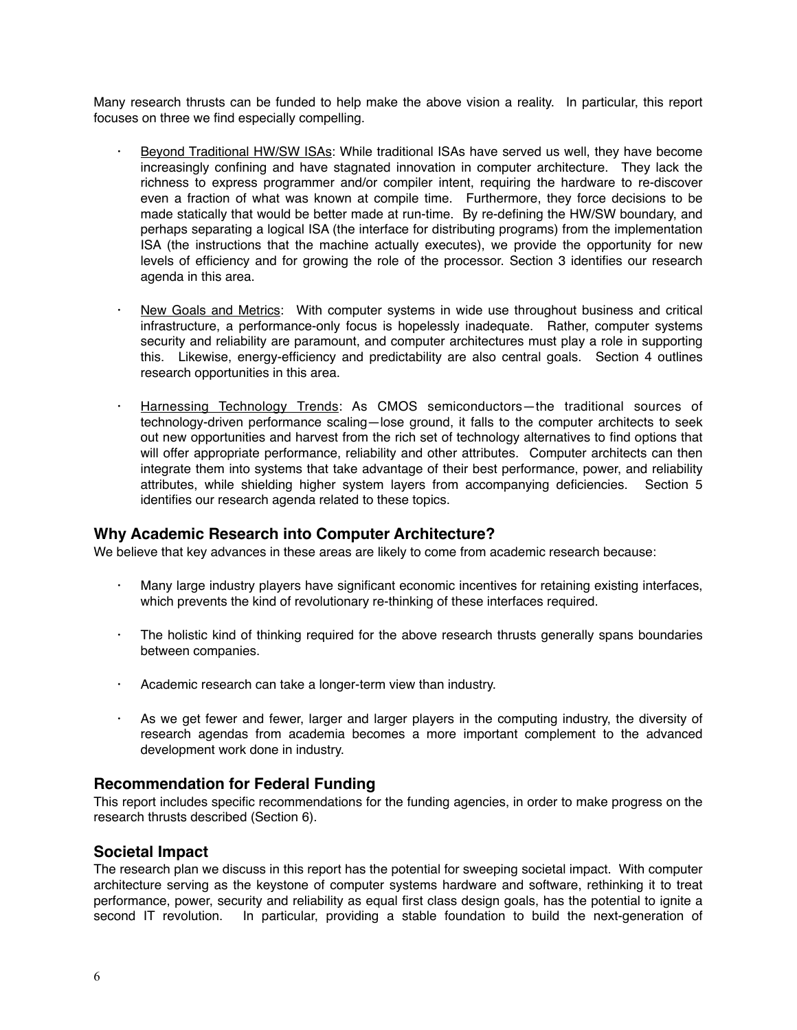Many research thrusts can be funded to help make the above vision a reality. In particular, this report focuses on three we find especially compelling.

- Beyond Traditional HW/SW ISAs: While traditional ISAs have served us well, they have become increasingly confining and have stagnated innovation in computer architecture. They lack the richness to express programmer and/or compiler intent, requiring the hardware to re-discover even a fraction of what was known at compile time. Furthermore, they force decisions to be made statically that would be better made at run-time. By re-defining the HW/SW boundary, and perhaps separating a logical ISA (the interface for distributing programs) from the implementation ISA (the instructions that the machine actually executes), we provide the opportunity for new levels of efficiency and for growing the role of the processor. Section 3 identifies our research agenda in this area.

- New Goals and Metrics: With computer systems in wide use throughout business and critical infrastructure, a performance-only focus is hopelessly inadequate. Rather, computer systems security and reliability are paramount, and computer architectures must play a role in supporting this. Likewise, energy-efficiency and predictability are also central goals. Section 4 outlines research opportunities in this area.

- Harnessing Technology Trends: As CMOS semiconductors—the traditional sources of technology-driven performance scaling—lose ground, it falls to the computer architects to seek out new opportunities and harvest from the rich set of technology alternatives to find options that will offer appropriate performance, reliability and other attributes. Computer architects can then integrate them into systems that take advantage of their best performance, power, and reliability attributes, while shielding higher system layers from accompanying deficiencies. Section 5 identifies our research agenda related to these topics.

## Why Academic Research into Computer Architecture?

We believe that key advances in these areas are likely to come from academic research because:

- Many large industry players have significant economic incentives for retaining existing interfaces, which prevents the kind of revolutionary re-thinking of these interfaces required.

- The holistic kind of thinking required for the above research thrusts generally spans boundaries between companies.

- Academic research can take a longer-term view than industry.

- As we get fewer and fewer, larger and larger players in the computing industry, the diversity of research agendas from academia becomes a more important complement to the advanced development work done in industry.

## Recommendation for Federal Funding

This report includes specific recommendations for the funding agencies, in order to make progress on the research thrusts described (Section 6).

## Societal Impact

The research plan we discuss in this report has the potential for sweeping societal impact. With computer architecture serving as the keystone of computer systems hardware and software, rethinking it to treat performance, power, security and reliability as equal first class design goals, has the potential to ignite a second IT revolution. In particular, providing a stable foundation to build the next-generation of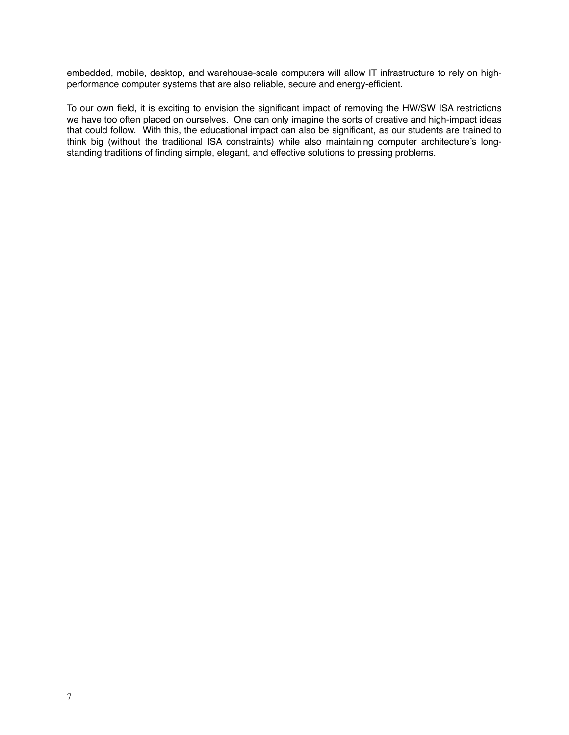embedded, mobile, desktop, and warehouse-scale computers will allow IT infrastructure to rely on high-performance computer systems that are also reliable, secure and energy-efficient.

To our own field, it is exciting to envision the significant impact of removing the HW/SW ISA restrictions we have too often placed on ourselves. One can only imagine the sorts of creative and high-impact ideas that could follow. With this, the educational impact can also be significant, as our students are trained to think big (without the traditional ISA constraints) while also maintaining computer architecture's long-standing traditions of finding simple, elegant, and effective solutions to pressing problems.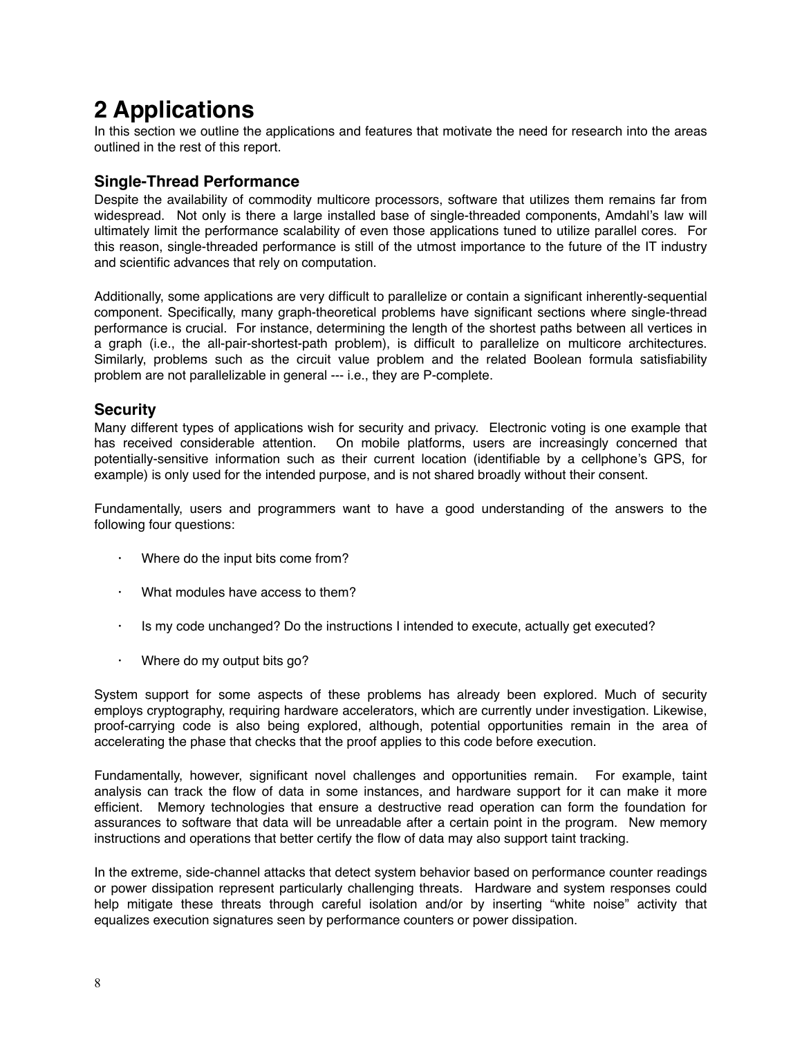# 2 Applications

In this section we outline the applications and features that motivate the need for research into the areas outlined in the rest of this report.

## Single-Thread Performance

Despite the availability of commodity multicore processors, software that utilizes them remains far from widespread. Not only is there a large installed base of single-threaded components, Amdahl's law will ultimately limit the performance scalability of even those applications tuned to utilize parallel cores. For this reason, single-threaded performance is still of the utmost importance to the future of the IT industry and scientific advances that rely on computation.

Additionally, some applications are very difficult to parallelize or contain a significant inherently-sequential component. Specifically, many graph-theoretical problems have significant sections where single-thread performance is crucial. For instance, determining the length of the shortest paths between all vertices in a graph (i.e., the all-pair-shortest-path problem), is difficult to parallelize on multicore architectures. Similarly, problems such as the circuit value problem and the related Boolean formula satisfiability problem are not parallelizable in general --- i.e., they are P-complete.

## Security

Many different types of applications wish for security and privacy. Electronic voting is one example that has received considerable attention. On mobile platforms, users are increasingly concerned that potentially-sensitive information such as their current location (identifiable by a cellphone's GPS, for example) is only used for the intended purpose, and is not shared broadly without their consent.

Fundamentally, users and programmers want to have a good understanding of the answers to the following four questions:

- Where do the input bits come from?
- What modules have access to them?
- Is my code unchanged? Do the instructions I intended to execute, actually get executed?
- Where do my output bits go?

System support for some aspects of these problems has already been explored. Much of security employs cryptography, requiring hardware accelerators, which are currently under investigation. Likewise, proof-carrying code is also being explored, although, potential opportunities remain in the area of accelerating the phase that checks that the proof applies to this code before execution.

Fundamentally, however, significant novel challenges and opportunities remain. For example, taint analysis can track the flow of data in some instances, and hardware support for it can make it more efficient. Memory technologies that ensure a destructive read operation can form the foundation for assurances to software that data will be unreadable after a certain point in the program. New memory instructions and operations that better certify the flow of data may also support taint tracking.

In the extreme, side-channel attacks that detect system behavior based on performance counter readings or power dissipation represent particularly challenging threats. Hardware and system responses could help mitigate these threats through careful isolation and/or by inserting "white noise" activity that equalizes execution signatures seen by performance counters or power dissipation.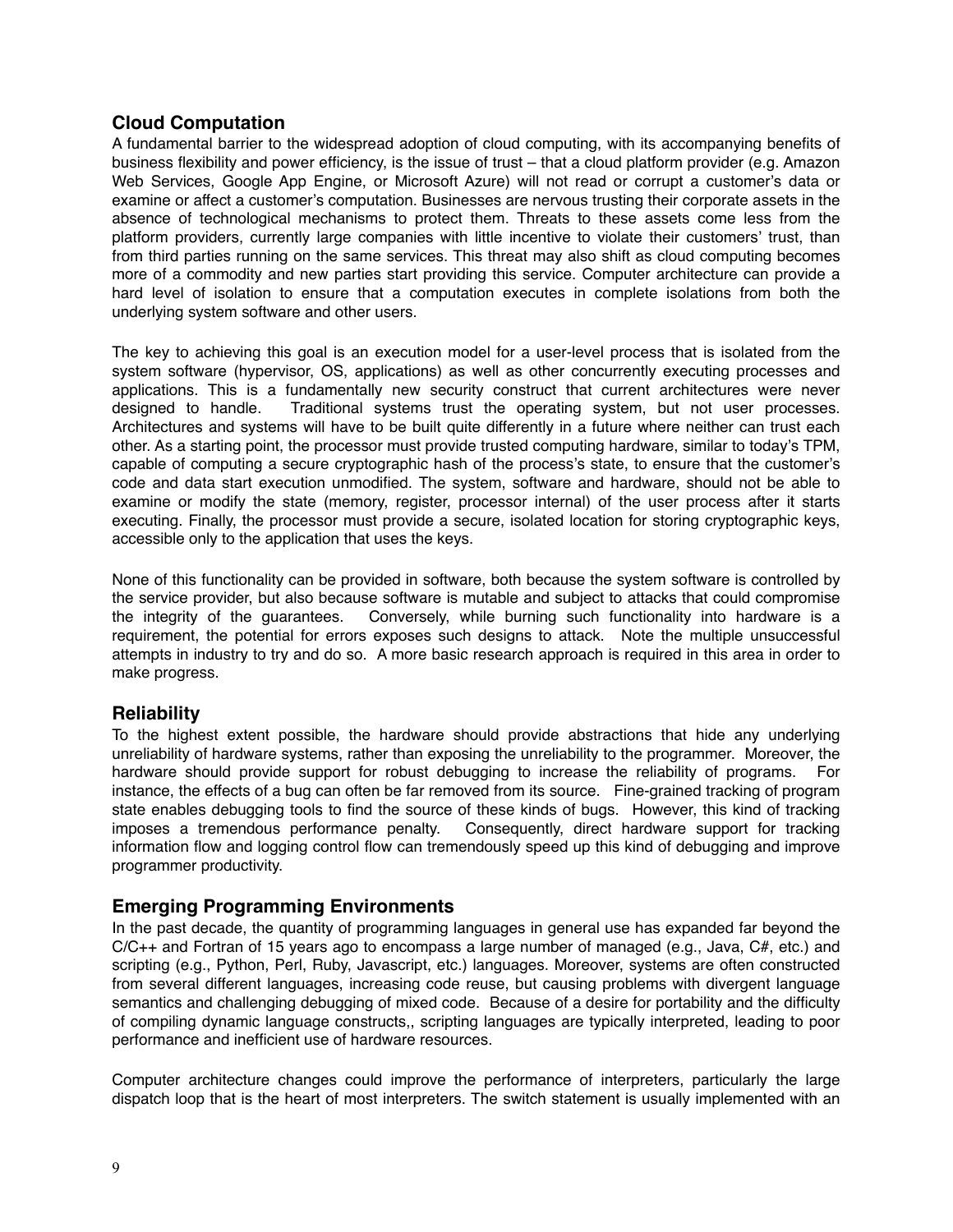## Cloud Computation

A fundamental barrier to the widespread adoption of cloud computing, with its accompanying benefits of business flexibility and power efficiency, is the issue of trust – that a cloud platform provider (e.g. Amazon Web Services, Google App Engine, or Microsoft Azure) will not read or corrupt a customer's data or examine or affect a customer's computation. Businesses are nervous trusting their corporate assets in the absence of technological mechanisms to protect them. Threats to these assets come less from the platform providers, currently large companies with little incentive to violate their customers' trust, than from third parties running on the same services. This threat may also shift as cloud computing becomes more of a commodity and new parties start providing this service. Computer architecture can provide a hard level of isolation to ensure that a computation executes in complete isolations from both the underlying system software and other users.

The key to achieving this goal is an execution model for a user-level process that is isolated from the system software (hypervisor, OS, applications) as well as other concurrently executing processes and applications. This is a fundamentally new security construct that current architectures were never designed to handle. Traditional systems trust the operating system, but not user processes. Architectures and systems will have to be built quite differently in a future where neither can trust each other. As a starting point, the processor must provide trusted computing hardware, similar to today's TPM, capable of computing a secure cryptographic hash of the process's state, to ensure that the customer's code and data start execution unmodified. The system, software and hardware, should not be able to examine or modify the state (memory, register, processor internal) of the user process after it starts executing. Finally, the processor must provide a secure, isolated location for storing cryptographic keys, accessible only to the application that uses the keys.

None of this functionality can be provided in software, both because the system software is controlled by the service provider, but also because software is mutable and subject to attacks that could compromise the integrity of the guarantees. Conversely, while burning such functionality into hardware is a requirement, the potential for errors exposes such designs to attack. Note the multiple unsuccessful attempts in industry to try and do so. A more basic research approach is required in this area in order to make progress.

## Reliability

To the highest extent possible, the hardware should provide abstractions that hide any underlying unreliability of hardware systems, rather than exposing the unreliability to the programmer. Moreover, the hardware should provide support for robust debugging to increase the reliability of programs. For instance, the effects of a bug can often be far removed from its source. Fine-grained tracking of program state enables debugging tools to find the source of these kinds of bugs. However, this kind of tracking imposes a tremendous performance penalty. Consequently, direct hardware support for tracking information flow and logging control flow can tremendously speed up this kind of debugging and improve programmer productivity.

## Emerging Programming Environments

In the past decade, the quantity of programming languages in general use has expanded far beyond the C/C++ and Fortran of 15 years ago to encompass a large number of managed (e.g., Java, C#, etc.) and scripting (e.g., Python, Perl, Ruby, Javascript, etc.) languages. Moreover, systems are often constructed from several different languages, increasing code reuse, but causing problems with divergent language semantics and challenging debugging of mixed code. Because of a desire for portability and the difficulty of compiling dynamic language constructs,, scripting languages are typically interpreted, leading to poor performance and inefficient use of hardware resources.

Computer architecture changes could improve the performance of interpreters, particularly the large dispatch loop that is the heart of most interpreters. The switch statement is usually implemented with an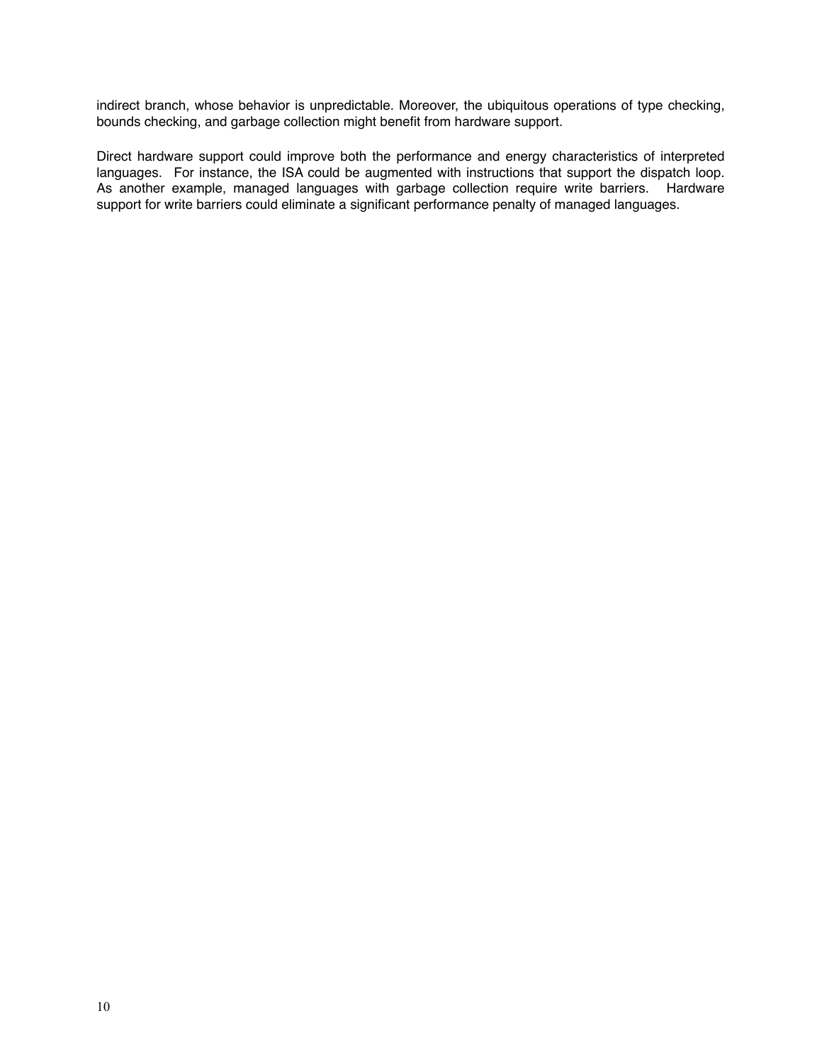indirect branch, whose behavior is unpredictable. Moreover, the ubiquitous operations of type checking, bounds checking, and garbage collection might benefit from hardware support.

Direct hardware support could improve both the performance and energy characteristics of interpreted languages. For instance, the ISA could be augmented with instructions that support the dispatch loop. As another example, managed languages with garbage collection require write barriers. Hardware support for write barriers could eliminate a significant performance penalty of managed languages.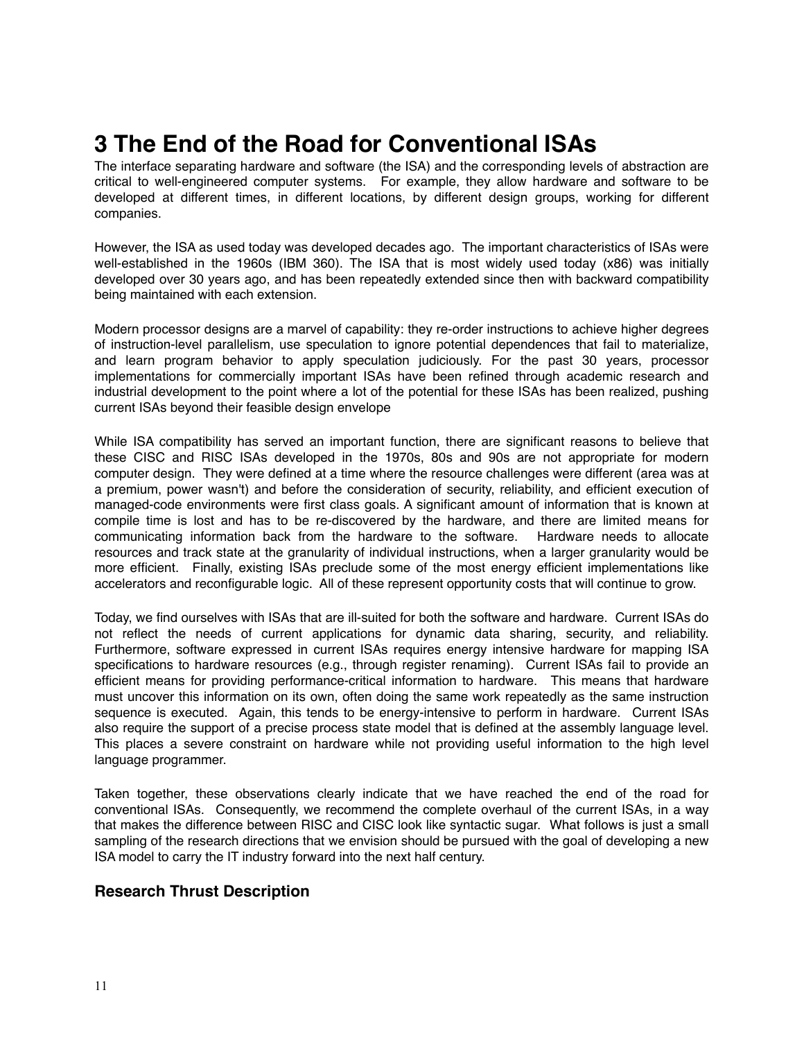# 3 The End of the Road for Conventional ISAs

The interface separating hardware and software (the ISA) and the corresponding levels of abstraction are critical to well-engineered computer systems. For example, they allow hardware and software to be developed at different times, in different locations, by different design groups, working for different companies.

However, the ISA as used today was developed decades ago. The important characteristics of ISAs were well-established in the 1960s (IBM 360). The ISA that is most widely used today (x86) was initially developed over 30 years ago, and has been repeatedly extended since then with backward compatibility being maintained with each extension.

Modern processor designs are a marvel of capability: they re-order instructions to achieve higher degrees of instruction-level parallelism, use speculation to ignore potential dependences that fail to materialize, and learn program behavior to apply speculation judiciously. For the past 30 years, processor implementations for commercially important ISAs have been refined through academic research and industrial development to the point where a lot of the potential for these ISAs has been realized, pushing current ISAs beyond their feasible design envelope

While ISA compatibility has served an important function, there are significant reasons to believe that these CISC and RISC ISAs developed in the 1970s, 80s and 90s are not appropriate for modern computer design. They were defined at a time where the resource challenges were different (area was at a premium, power wasn't) and before the consideration of security, reliability, and efficient execution of managed-code environments were first class goals. A significant amount of information that is known at compile time is lost and has to be re-discovered by the hardware, and there are limited means for communicating information back from the hardware to the software. Hardware needs to allocate resources and track state at the granularity of individual instructions, when a larger granularity would be more efficient. Finally, existing ISAs preclude some of the most energy efficient implementations like accelerators and reconfigurable logic. All of these represent opportunity costs that will continue to grow.

Today, we find ourselves with ISAs that are ill-suited for both the software and hardware. Current ISAs do not reflect the needs of current applications for dynamic data sharing, security, and reliability. Furthermore, software expressed in current ISAs requires energy intensive hardware for mapping ISA specifications to hardware resources (e.g., through register renaming). Current ISAs fail to provide an efficient means for providing performance-critical information to hardware. This means that hardware must uncover this information on its own, often doing the same work repeatedly as the same instruction sequence is executed. Again, this tends to be energy-intensive to perform in hardware. Current ISAs also require the support of a precise process state model that is defined at the assembly language level. This places a severe constraint on hardware while not providing useful information to the high level language programmer.

Taken together, these observations clearly indicate that we have reached the end of the road for conventional ISAs. Consequently, we recommend the complete overhaul of the current ISAs, in a way that makes the difference between RISC and CISC look like syntactic sugar. What follows is just a small sampling of the research directions that we envision should be pursued with the goal of developing a new ISA model to carry the IT industry forward into the next half century.

### Research Thrust Description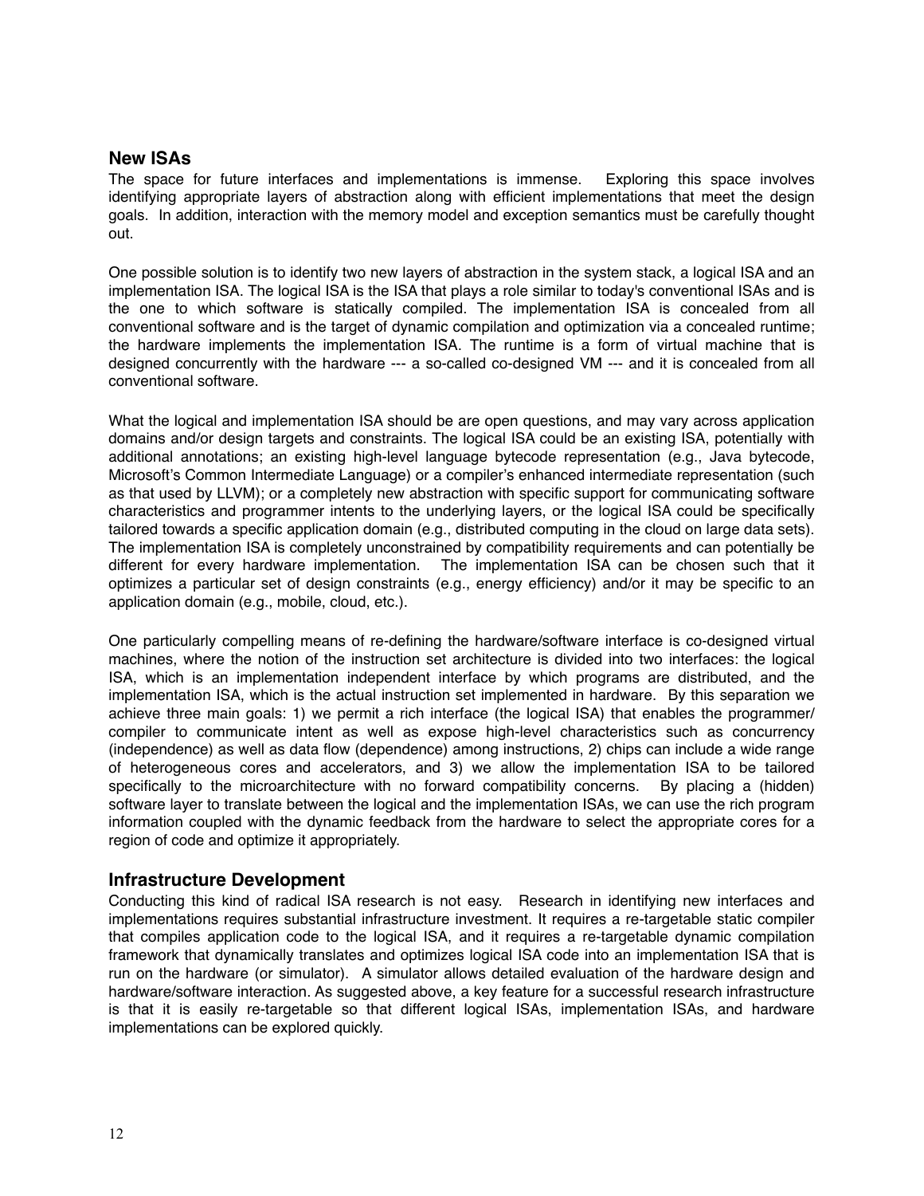## New ISAs

The space for future interfaces and implementations is immense. Exploring this space involves identifying appropriate layers of abstraction along with efficient implementations that meet the design goals. In addition, interaction with the memory model and exception semantics must be carefully thought out.

One possible solution is to identify two new layers of abstraction in the system stack, a logical ISA and an implementation ISA. The logical ISA is the ISA that plays a role similar to today's conventional ISAs and is the one to which software is statically compiled. The implementation ISA is concealed from all conventional software and is the target of dynamic compilation and optimization via a concealed runtime; the hardware implements the implementation ISA. The runtime is a form of virtual machine that is designed concurrently with the hardware --- a so-called co-designed VM --- and it is concealed from all conventional software.

What the logical and implementation ISA should be are open questions, and may vary across application domains and/or design targets and constraints. The logical ISA could be an existing ISA, potentially with additional annotations; an existing high-level language bytecode representation (e.g., Java bytecode, Microsoft's Common Intermediate Language) or a compiler's enhanced intermediate representation (such as that used by LLVM); or a completely new abstraction with specific support for communicating software characteristics and programmer intents to the underlying layers, or the logical ISA could be specifically tailored towards a specific application domain (e.g., distributed computing in the cloud on large data sets). The implementation ISA is completely unconstrained by compatibility requirements and can potentially be different for every hardware implementation. The implementation ISA can be chosen such that it optimizes a particular set of design constraints (e.g., energy efficiency) and/or it may be specific to an application domain (e.g., mobile, cloud, etc.).

One particularly compelling means of re-defining the hardware/software interface is co-designed virtual machines, where the notion of the instruction set architecture is divided into two interfaces: the logical ISA, which is an implementation independent interface by which programs are distributed, and the implementation ISA, which is the actual instruction set implemented in hardware. By this separation we achieve three main goals: 1) we permit a rich interface (the logical ISA) that enables the programmer/compiler to communicate intent as well as expose high-level characteristics such as concurrency (independence) as well as data flow (dependence) among instructions, 2) chips can include a wide range of heterogeneous cores and accelerators, and 3) we allow the implementation ISA to be tailored specifically to the microarchitecture with no forward compatibility concerns. By placing a (hidden) software layer to translate between the logical and the implementation ISAs, we can use the rich program information coupled with the dynamic feedback from the hardware to select the appropriate cores for a region of code and optimize it appropriately.

## Infrastructure Development

Conducting this kind of radical ISA research is not easy. Research in identifying new interfaces and implementations requires substantial infrastructure investment. It requires a re-targetable static compiler that compiles application code to the logical ISA, and it requires a re-targetable dynamic compilation framework that dynamically translates and optimizes logical ISA code into an implementation ISA that is run on the hardware (or simulator). A simulator allows detailed evaluation of the hardware design and hardware/software interaction. As suggested above, a key feature for a successful research infrastructure is that it is easily re-targetable so that different logical ISAs, implementation ISAs, and hardware implementations can be explored quickly.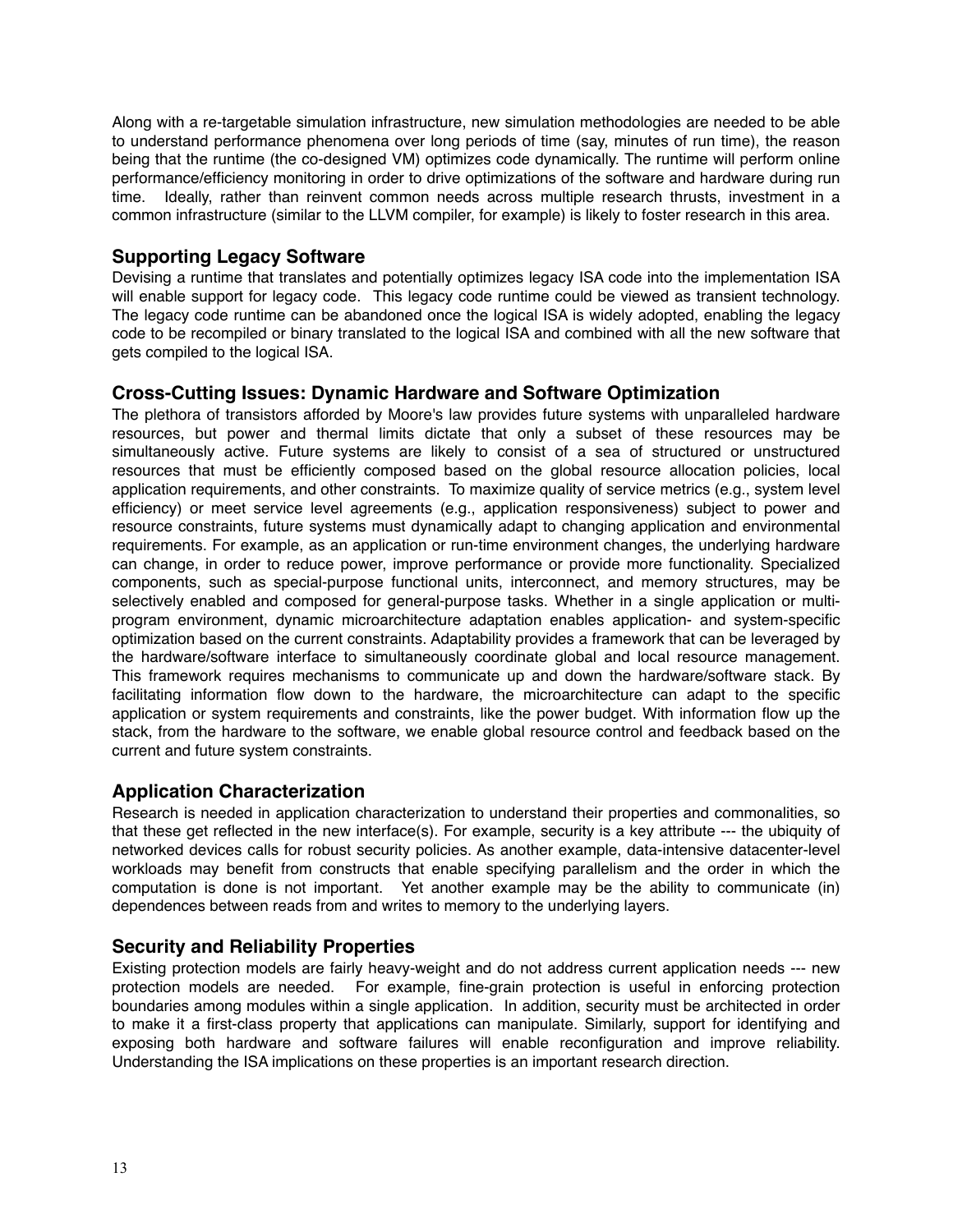Along with a re-targetable simulation infrastructure, new simulation methodologies are needed to be able to understand performance phenomena over long periods of time (say, minutes of run time), the reason being that the runtime (the co-designed VM) optimizes code dynamically. The runtime will perform online performance/efficiency monitoring in order to drive optimizations of the software and hardware during run time. Ideally, rather than reinvent common needs across multiple research thrusts, investment in a common infrastructure (similar to the LLVM compiler, for example) is likely to foster research in this area.

## Supporting Legacy Software

Devising a runtime that translates and potentially optimizes legacy ISA code into the implementation ISA will enable support for legacy code. This legacy code runtime could be viewed as transient technology. The legacy code runtime can be abandoned once the logical ISA is widely adopted, enabling the legacy code to be recompiled or binary translated to the logical ISA and combined with all the new software that gets compiled to the logical ISA.

## Cross-Cutting Issues: Dynamic Hardware and Software Optimization

The plethora of transistors afforded by Moore's law provides future systems with unparalleled hardware resources, but power and thermal limits dictate that only a subset of these resources may be simultaneously active. Future systems are likely to consist of a sea of structured or unstructured resources that must be efficiently composed based on the global resource allocation policies, local application requirements, and other constraints. To maximize quality of service metrics (e.g., system level efficiency) or meet service level agreements (e.g., application responsiveness) subject to power and resource constraints, future systems must dynamically adapt to changing application and environmental requirements. For example, as an application or run-time environment changes, the underlying hardware can change, in order to reduce power, improve performance or provide more functionality. Specialized components, such as special-purpose functional units, interconnect, and memory structures, may be selectively enabled and composed for general-purpose tasks. Whether in a single application or multi-program environment, dynamic microarchitecture adaptation enables application- and system-specific optimization based on the current constraints. Adaptability provides a framework that can be leveraged by the hardware/software interface to simultaneously coordinate global and local resource management. This framework requires mechanisms to communicate up and down the hardware/software stack. By facilitating information flow down to the hardware, the microarchitecture can adapt to the specific application or system requirements and constraints, like the power budget. With information flow up the stack, from the hardware to the software, we enable global resource control and feedback based on the current and future system constraints.

## Application Characterization

Research is needed in application characterization to understand their properties and commonalities, so that these get reflected in the new interface(s). For example, security is a key attribute --- the ubiquity of networked devices calls for robust security policies. As another example, data-intensive datacenter-level workloads may benefit from constructs that enable specifying parallelism and the order in which the computation is done is not important. Yet another example may be the ability to communicate (in) dependences between reads from and writes to memory to the underlying layers.

## Security and Reliability Properties

Existing protection models are fairly heavy-weight and do not address current application needs --- new protection models are needed. For example, fine-grain protection is useful in enforcing protection boundaries among modules within a single application. In addition, security must be architected in order to make it a first-class property that applications can manipulate. Similarly, support for identifying and exposing both hardware and software failures will enable reconfiguration and improve reliability. Understanding the ISA implications on these properties is an important research direction.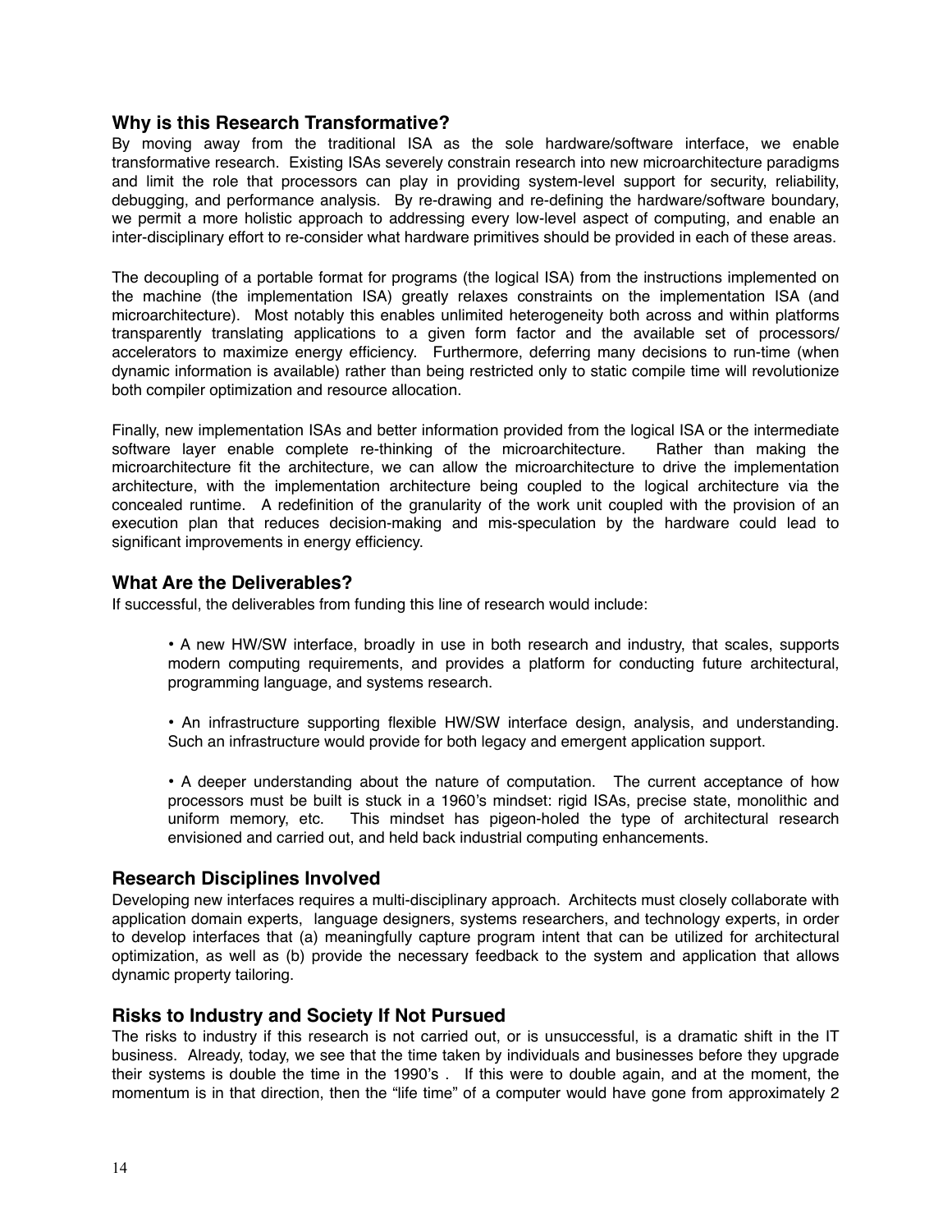## Why is this Research Transformative?

By moving away from the traditional ISA as the sole hardware/software interface, we enable transformative research. Existing ISAs severely constrain research into new microarchitecture paradigms and limit the role that processors can play in providing system-level support for security, reliability, debugging, and performance analysis. By re-drawing and re-defining the hardware/software boundary, we permit a more holistic approach to addressing every low-level aspect of computing, and enable an inter-disciplinary effort to re-consider what hardware primitives should be provided in each of these areas.

The decoupling of a portable format for programs (the logical ISA) from the instructions implemented on the machine (the implementation ISA) greatly relaxes constraints on the implementation ISA (and microarchitecture). Most notably this enables unlimited heterogeneity both across and within platforms transparently translating applications to a given form factor and the available set of processors/accelerators to maximize energy efficiency. Furthermore, deferring many decisions to run-time (when dynamic information is available) rather than being restricted only to static compile time will revolutionize both compiler optimization and resource allocation.

Finally, new implementation ISAs and better information provided from the logical ISA or the intermediate software layer enable complete re-thinking of the microarchitecture. Rather than making the microarchitecture fit the architecture, we can allow the microarchitecture to drive the implementation architecture, with the implementation architecture being coupled to the logical architecture via the concealed runtime. A redefinition of the granularity of the work unit coupled with the provision of an execution plan that reduces decision-making and mis-speculation by the hardware could lead to significant improvements in energy efficiency.

## What Are the Deliverables?

If successful, the deliverables from funding this line of research would include:

- A new HW/SW interface, broadly in use in both research and industry, that scales, supports modern computing requirements, and provides a platform for conducting future architectural, programming language, and systems research.
- An infrastructure supporting flexible HW/SW interface design, analysis, and understanding. Such an infrastructure would provide for both legacy and emergent application support.
- A deeper understanding about the nature of computation. The current acceptance of how processors must be built is stuck in a 1960's mindset: rigid ISAs, precise state, monolithic and uniform memory, etc. This mindset has pigeon-holed the type of architectural research envisioned and carried out, and held back industrial computing enhancements.

## Research Disciplines Involved

Developing new interfaces requires a multi-disciplinary approach. Architects must closely collaborate with application domain experts, language designers, systems researchers, and technology experts, in order to develop interfaces that (a) meaningfully capture program intent that can be utilized for architectural optimization, as well as (b) provide the necessary feedback to the system and application that allows dynamic property tailoring.

## Risks to Industry and Society If Not Pursued

The risks to industry if this research is not carried out, or is unsuccessful, is a dramatic shift in the IT business. Already, today, we see that the time taken by individuals and businesses before they upgrade their systems is double the time in the 1990's . If this were to double again, and at the moment, the momentum is in that direction, then the "life time" of a computer would have gone from approximately 2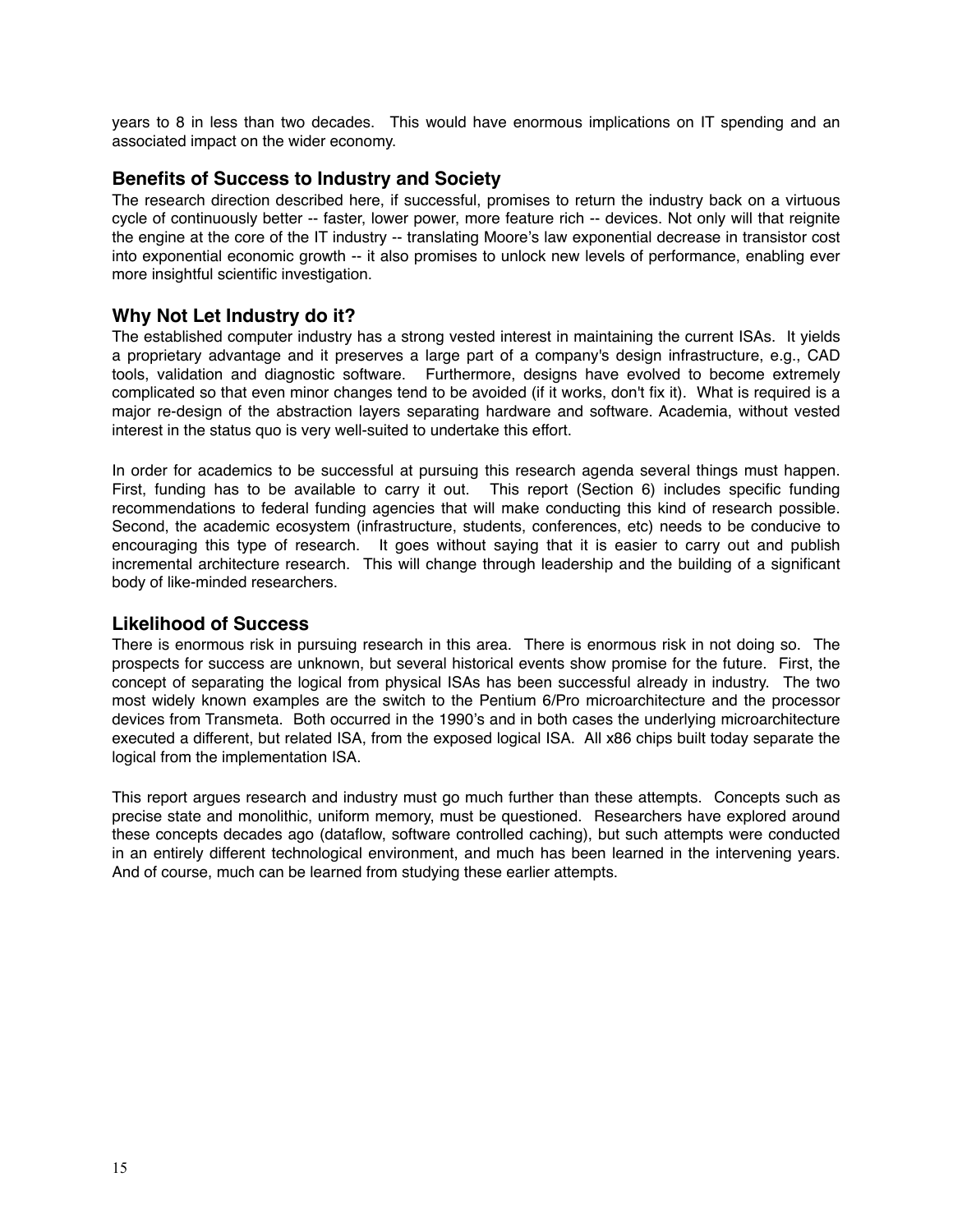years to 8 in less than two decades. This would have enormous implications on IT spending and an associated impact on the wider economy.

## Benefits of Success to Industry and Society

The research direction described here, if successful, promises to return the industry back on a virtuous cycle of continuously better -- faster, lower power, more feature rich -- devices. Not only will that reignite the engine at the core of the IT industry -- translating Moore's law exponential decrease in transistor cost into exponential economic growth -- it also promises to unlock new levels of performance, enabling ever more insightful scientific investigation.

## Why Not Let Industry do it?

The established computer industry has a strong vested interest in maintaining the current ISAs. It yields a proprietary advantage and it preserves a large part of a company's design infrastructure, e.g., CAD tools, validation and diagnostic software. Furthermore, designs have evolved to become extremely complicated so that even minor changes tend to be avoided (if it works, don't fix it). What is required is a major re-design of the abstraction layers separating hardware and software. Academia, without vested interest in the status quo is very well-suited to undertake this effort.

In order for academics to be successful at pursuing this research agenda several things must happen. First, funding has to be available to carry it out. This report (Section 6) includes specific funding recommendations to federal funding agencies that will make conducting this kind of research possible. Second, the academic ecosystem (infrastructure, students, conferences, etc) needs to be conducive to encouraging this type of research. It goes without saying that it is easier to carry out and publish incremental architecture research. This will change through leadership and the building of a significant body of like-minded researchers.

## Likelihood of Success

There is enormous risk in pursuing research in this area. There is enormous risk in not doing so. The prospects for success are unknown, but several historical events show promise for the future. First, the concept of separating the logical from physical ISAs has been successful already in industry. The two most widely known examples are the switch to the Pentium 6/Pro microarchitecture and the processor devices from Transmeta. Both occurred in the 1990's and in both cases the underlying microarchitecture executed a different, but related ISA, from the exposed logical ISA. All x86 chips built today separate the logical from the implementation ISA.

This report argues research and industry must go much further than these attempts. Concepts such as precise state and monolithic, uniform memory, must be questioned. Researchers have explored around these concepts decades ago (dataflow, software controlled caching), but such attempts were conducted in an entirely different technological environment, and much has been learned in the intervening years. And of course, much can be learned from studying these earlier attempts.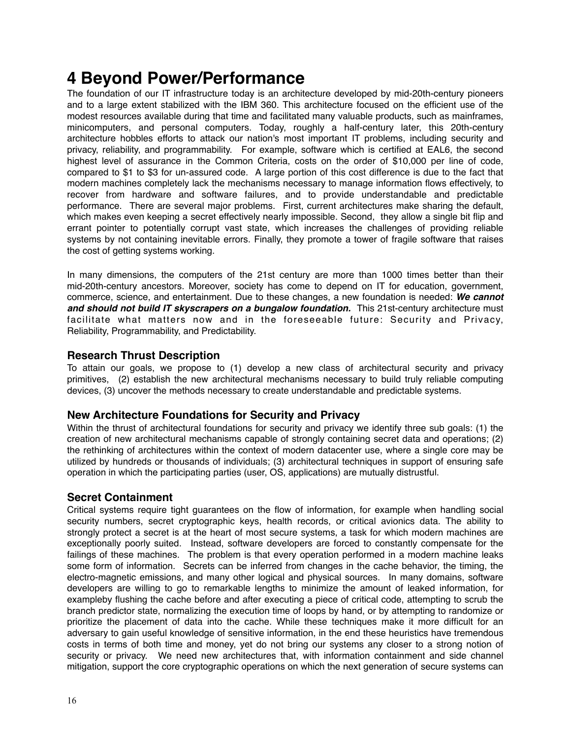# 4 Beyond Power/Performance

The foundation of our IT infrastructure today is an architecture developed by mid-20th-century pioneers and to a large extent stabilized with the IBM 360. This architecture focused on the efficient use of the modest resources available during that time and facilitated many valuable products, such as mainframes, minicomputers, and personal computers. Today, roughly a half-century later, this 20th-century architecture hobbles efforts to attack our nation's most important IT problems, including security and privacy, reliability, and programmability. For example, software which is certified at EAL6, the second highest level of assurance in the Common Criteria, costs on the order of $10,000 per line of code, compared to $1 to $3 for un-assured code. A large portion of this cost difference is due to the fact that modern machines completely lack the mechanisms necessary to manage information flows effectively, to recover from hardware and software failures, and to provide understandable and predictable performance. There are several major problems. First, current architectures make sharing the default, which makes even keeping a secret effectively nearly impossible. Second, they allow a single bit flip and errant pointer to potentially corrupt vast state, which increases the challenges of providing reliable systems by not containing inevitable errors. Finally, they promote a tower of fragile software that raises the cost of getting systems working.

In many dimensions, the computers of the 21st century are more than 1000 times better than their mid-20th-century ancestors. Moreover, society has come to depend on IT for education, government, commerce, science, and entertainment. Due to these changes, a new foundation is needed: ***We cannot and should not build IT skyscrapers on a bungalow foundation.*** This 21st-century architecture must facilitate what matters now and in the foreseeable future: Security and Privacy, Reliability, Programmability, and Predictability.

## Research Thrust Description

To attain our goals, we propose to (1) develop a new class of architectural security and privacy primitives, (2) establish the new architectural mechanisms necessary to build truly reliable computing devices, (3) uncover the methods necessary to create understandable and predictable systems.

## New Architecture Foundations for Security and Privacy

Within the thrust of architectural foundations for security and privacy we identify three sub goals: (1) the creation of new architectural mechanisms capable of strongly containing secret data and operations; (2) the rethinking of architectures within the context of modern datacenter use, where a single core may be utilized by hundreds or thousands of individuals; (3) architectural techniques in support of ensuring safe operation in which the participating parties (user, OS, applications) are mutually distrustful.

## Secret Containment

Critical systems require tight guarantees on the flow of information, for example when handling social security numbers, secret cryptographic keys, health records, or critical avionics data. The ability to strongly protect a secret is at the heart of most secure systems, a task for which modern machines are exceptionally poorly suited. Instead, software developers are forced to constantly compensate for the failings of these machines. The problem is that every operation performed in a modern machine leaks some form of information. Secrets can be inferred from changes in the cache behavior, the timing, the electro-magnetic emissions, and many other logical and physical sources. In many domains, software developers are willing to go to remarkable lengths to minimize the amount of leaked information, for exampleby flushing the cache before and after executing a piece of critical code, attempting to scrub the branch predictor state, normalizing the execution time of loops by hand, or by attempting to randomize or prioritize the placement of data into the cache. While these techniques make it more difficult for an adversary to gain useful knowledge of sensitive information, in the end these heuristics have tremendous costs in terms of both time and money, yet do not bring our systems any closer to a strong notion of security or privacy. We need new architectures that, with information containment and side channel mitigation, support the core cryptographic operations on which the next generation of secure systems can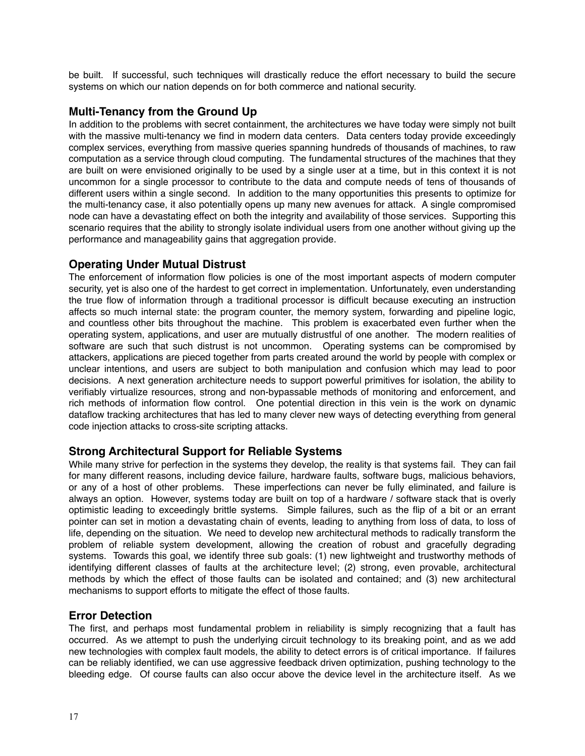be built. If successful, such techniques will drastically reduce the effort necessary to build the secure systems on which our nation depends on for both commerce and national security.

## Multi-Tenancy from the Ground Up

In addition to the problems with secret containment, the architectures we have today were simply not built with the massive multi-tenancy we find in modern data centers. Data centers today provide exceedingly complex services, everything from massive queries spanning hundreds of thousands of machines, to raw computation as a service through cloud computing. The fundamental structures of the machines that they are built on were envisioned originally to be used by a single user at a time, but in this context it is not uncommon for a single processor to contribute to the data and compute needs of tens of thousands of different users within a single second. In addition to the many opportunities this presents to optimize for the multi-tenancy case, it also potentially opens up many new avenues for attack. A single compromised node can have a devastating effect on both the integrity and availability of those services. Supporting this scenario requires that the ability to strongly isolate individual users from one another without giving up the performance and manageability gains that aggregation provide.

## Operating Under Mutual Distrust

The enforcement of information flow policies is one of the most important aspects of modern computer security, yet is also one of the hardest to get correct in implementation. Unfortunately, even understanding the true flow of information through a traditional processor is difficult because executing an instruction affects so much internal state: the program counter, the memory system, forwarding and pipeline logic, and countless other bits throughout the machine. This problem is exacerbated even further when the operating system, applications, and user are mutually distrustful of one another. The modern realities of software are such that such distrust is not uncommon. Operating systems can be compromised by attackers, applications are pieced together from parts created around the world by people with complex or unclear intentions, and users are subject to both manipulation and confusion which may lead to poor decisions. A next generation architecture needs to support powerful primitives for isolation, the ability to verifiably virtualize resources, strong and non-bypassable methods of monitoring and enforcement, and rich methods of information flow control. One potential direction in this vein is the work on dynamic dataflow tracking architectures that has led to many clever new ways of detecting everything from general code injection attacks to cross-site scripting attacks.

## Strong Architectural Support for Reliable Systems

While many strive for perfection in the systems they develop, the reality is that systems fail. They can fail for many different reasons, including device failure, hardware faults, software bugs, malicious behaviors, or any of a host of other problems. These imperfections can never be fully eliminated, and failure is always an option. However, systems today are built on top of a hardware / software stack that is overly optimistic leading to exceedingly brittle systems. Simple failures, such as the flip of a bit or an errant pointer can set in motion a devastating chain of events, leading to anything from loss of data, to loss of life, depending on the situation. We need to develop new architectural methods to radically transform the problem of reliable system development, allowing the creation of robust and gracefully degrading systems. Towards this goal, we identify three sub goals: (1) new lightweight and trustworthy methods of identifying different classes of faults at the architecture level; (2) strong, even provable, architectural methods by which the effect of those faults can be isolated and contained; and (3) new architectural mechanisms to support efforts to mitigate the effect of those faults.

## Error Detection

The first, and perhaps most fundamental problem in reliability is simply recognizing that a fault has occurred. As we attempt to push the underlying circuit technology to its breaking point, and as we add new technologies with complex fault models, the ability to detect errors is of critical importance. If failures can be reliably identified, we can use aggressive feedback driven optimization, pushing technology to the bleeding edge. Of course faults can also occur above the device level in the architecture itself. As we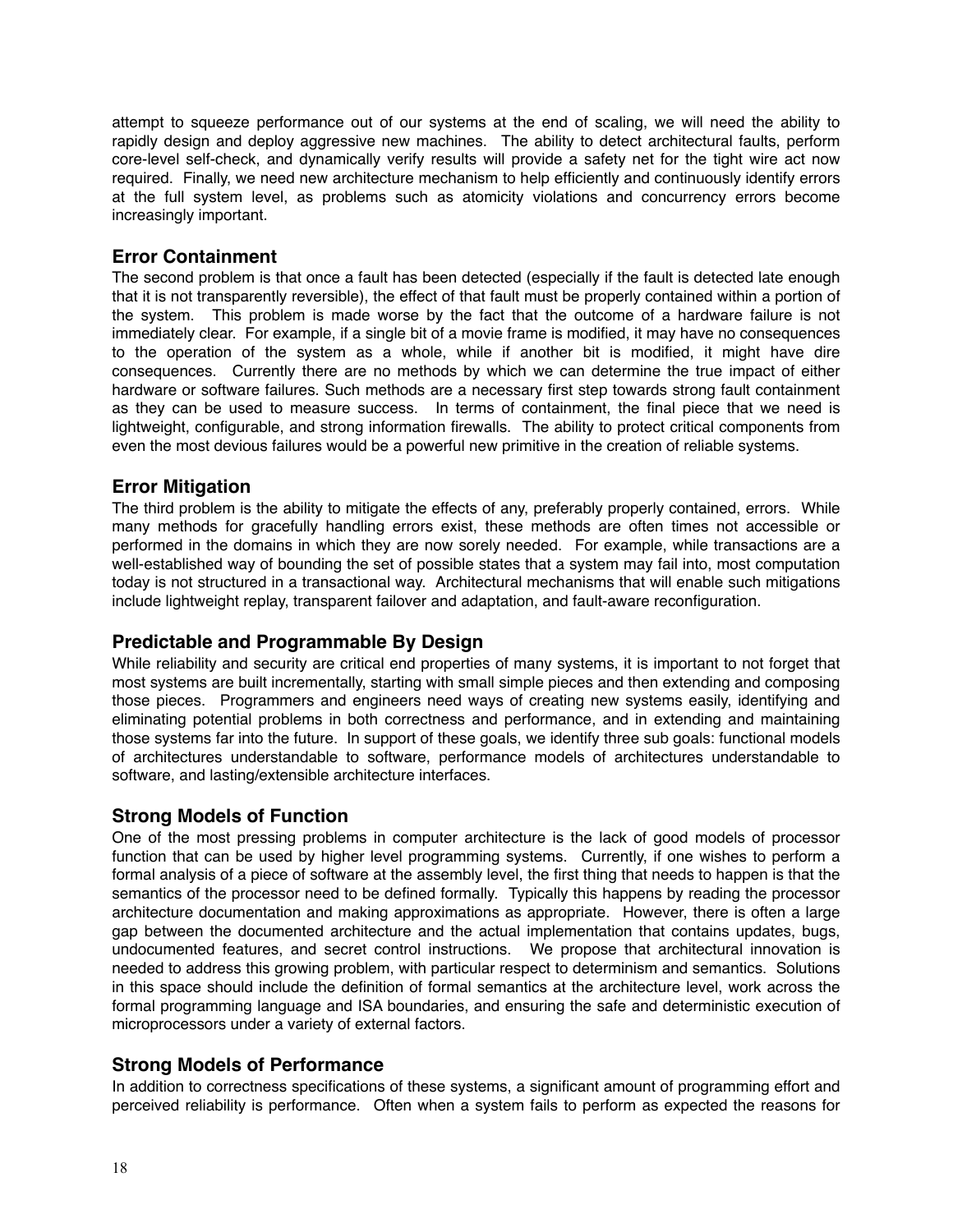attempt to squeeze performance out of our systems at the end of scaling, we will need the ability to rapidly design and deploy aggressive new machines. The ability to detect architectural faults, perform core-level self-check, and dynamically verify results will provide a safety net for the tight wire act now required. Finally, we need new architecture mechanism to help efficiently and continuously identify errors at the full system level, as problems such as atomicity violations and concurrency errors become increasingly important.

## Error Containment

The second problem is that once a fault has been detected (especially if the fault is detected late enough that it is not transparently reversible), the effect of that fault must be properly contained within a portion of the system. This problem is made worse by the fact that the outcome of a hardware failure is not immediately clear. For example, if a single bit of a movie frame is modified, it may have no consequences to the operation of the system as a whole, while if another bit is modified, it might have dire consequences. Currently there are no methods by which we can determine the true impact of either hardware or software failures. Such methods are a necessary first step towards strong fault containment as they can be used to measure success. In terms of containment, the final piece that we need is lightweight, configurable, and strong information firewalls. The ability to protect critical components from even the most devious failures would be a powerful new primitive in the creation of reliable systems.

## Error Mitigation

The third problem is the ability to mitigate the effects of any, preferably properly contained, errors. While many methods for gracefully handling errors exist, these methods are often times not accessible or performed in the domains in which they are now sorely needed. For example, while transactions are a well-established way of bounding the set of possible states that a system may fail into, most computation today is not structured in a transactional way. Architectural mechanisms that will enable such mitigations include lightweight replay, transparent failover and adaptation, and fault-aware reconfiguration.

## Predictable and Programmable By Design

While reliability and security are critical end properties of many systems, it is important to not forget that most systems are built incrementally, starting with small simple pieces and then extending and composing those pieces. Programmers and engineers need ways of creating new systems easily, identifying and eliminating potential problems in both correctness and performance, and in extending and maintaining those systems far into the future. In support of these goals, we identify three sub goals: functional models of architectures understandable to software, performance models of architectures understandable to software, and lasting/extensible architecture interfaces.

## Strong Models of Function

One of the most pressing problems in computer architecture is the lack of good models of processor function that can be used by higher level programming systems. Currently, if one wishes to perform a formal analysis of a piece of software at the assembly level, the first thing that needs to happen is that the semantics of the processor need to be defined formally. Typically this happens by reading the processor architecture documentation and making approximations as appropriate. However, there is often a large gap between the documented architecture and the actual implementation that contains updates, bugs, undocumented features, and secret control instructions. We propose that architectural innovation is needed to address this growing problem, with particular respect to determinism and semantics. Solutions in this space should include the definition of formal semantics at the architecture level, work across the formal programming language and ISA boundaries, and ensuring the safe and deterministic execution of microprocessors under a variety of external factors.

## Strong Models of Performance

In addition to correctness specifications of these systems, a significant amount of programming effort and perceived reliability is performance. Often when a system fails to perform as expected the reasons for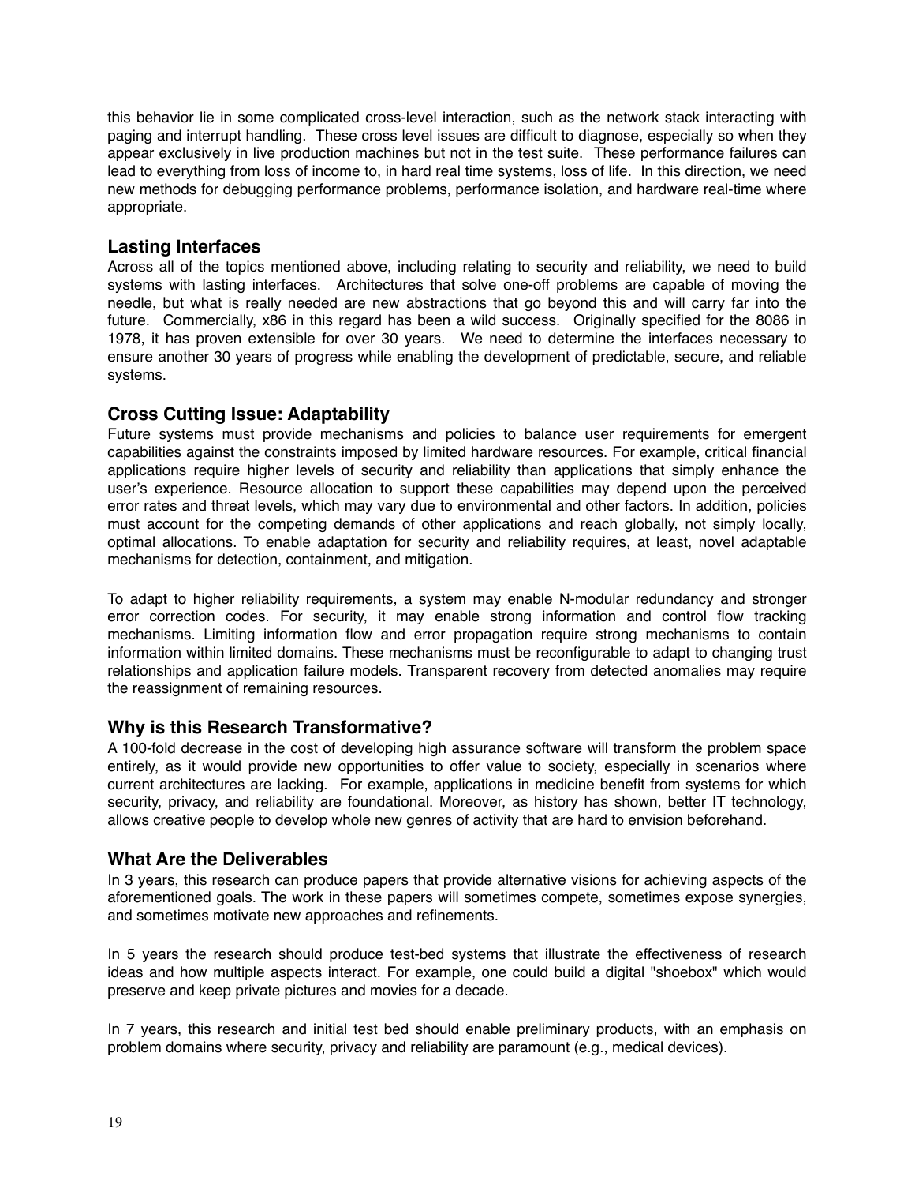this behavior lie in some complicated cross-level interaction, such as the network stack interacting with paging and interrupt handling. These cross level issues are difficult to diagnose, especially so when they appear exclusively in live production machines but not in the test suite. These performance failures can lead to everything from loss of income to, in hard real time systems, loss of life. In this direction, we need new methods for debugging performance problems, performance isolation, and hardware real-time where appropriate.

## Lasting Interfaces

Across all of the topics mentioned above, including relating to security and reliability, we need to build systems with lasting interfaces. Architectures that solve one-off problems are capable of moving the needle, but what is really needed are new abstractions that go beyond this and will carry far into the future. Commercially, x86 in this regard has been a wild success. Originally specified for the 8086 in 1978, it has proven extensible for over 30 years. We need to determine the interfaces necessary to ensure another 30 years of progress while enabling the development of predictable, secure, and reliable systems.

## Cross Cutting Issue: Adaptability

Future systems must provide mechanisms and policies to balance user requirements for emergent capabilities against the constraints imposed by limited hardware resources. For example, critical financial applications require higher levels of security and reliability than applications that simply enhance the user's experience. Resource allocation to support these capabilities may depend upon the perceived error rates and threat levels, which may vary due to environmental and other factors. In addition, policies must account for the competing demands of other applications and reach globally, not simply locally, optimal allocations. To enable adaptation for security and reliability requires, at least, novel adaptable mechanisms for detection, containment, and mitigation.

To adapt to higher reliability requirements, a system may enable N-modular redundancy and stronger error correction codes. For security, it may enable strong information and control flow tracking mechanisms. Limiting information flow and error propagation require strong mechanisms to contain information within limited domains. These mechanisms must be reconfigurable to adapt to changing trust relationships and application failure models. Transparent recovery from detected anomalies may require the reassignment of remaining resources.

## Why is this Research Transformative?

A 100-fold decrease in the cost of developing high assurance software will transform the problem space entirely, as it would provide new opportunities to offer value to society, especially in scenarios where current architectures are lacking. For example, applications in medicine benefit from systems for which security, privacy, and reliability are foundational. Moreover, as history has shown, better IT technology, allows creative people to develop whole new genres of activity that are hard to envision beforehand.

## What Are the Deliverables

In 3 years, this research can produce papers that provide alternative visions for achieving aspects of the aforementioned goals. The work in these papers will sometimes compete, sometimes expose synergies, and sometimes motivate new approaches and refinements.

In 5 years the research should produce test-bed systems that illustrate the effectiveness of research ideas and how multiple aspects interact. For example, one could build a digital "shoebox" which would preserve and keep private pictures and movies for a decade.

In 7 years, this research and initial test bed should enable preliminary products, with an emphasis on problem domains where security, privacy and reliability are paramount (e.g., medical devices).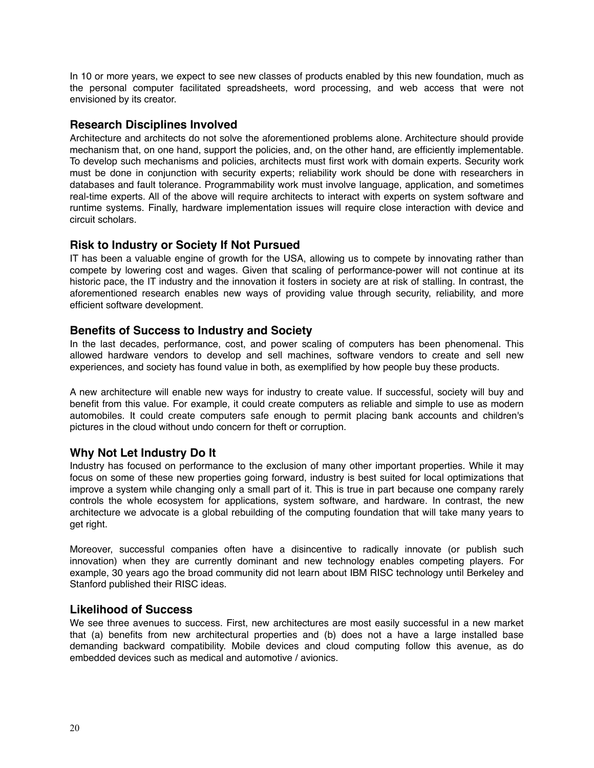In 10 or more years, we expect to see new classes of products enabled by this new foundation, much as the personal computer facilitated spreadsheets, word processing, and web access that were not envisioned by its creator.

### Research Disciplines Involved

Architecture and architects do not solve the aforementioned problems alone. Architecture should provide mechanism that, on one hand, support the policies, and, on the other hand, are efficiently implementable. To develop such mechanisms and policies, architects must first work with domain experts. Security work must be done in conjunction with security experts; reliability work should be done with researchers in databases and fault tolerance. Programmability work must involve language, application, and sometimes real-time experts. All of the above will require architects to interact with experts on system software and runtime systems. Finally, hardware implementation issues will require close interaction with device and circuit scholars.

### Risk to Industry or Society If Not Pursued

IT has been a valuable engine of growth for the USA, allowing us to compete by innovating rather than compete by lowering cost and wages. Given that scaling of performance-power will not continue at its historic pace, the IT industry and the innovation it fosters in society are at risk of stalling. In contrast, the aforementioned research enables new ways of providing value through security, reliability, and more efficient software development.

### Benefits of Success to Industry and Society

In the last decades, performance, cost, and power scaling of computers has been phenomenal. This allowed hardware vendors to develop and sell machines, software vendors to create and sell new experiences, and society has found value in both, as exemplified by how people buy these products.

A new architecture will enable new ways for industry to create value. If successful, society will buy and benefit from this value. For example, it could create computers as reliable and simple to use as modern automobiles. It could create computers safe enough to permit placing bank accounts and children's pictures in the cloud without undo concern for theft or corruption.

### Why Not Let Industry Do It

Industry has focused on performance to the exclusion of many other important properties. While it may focus on some of these new properties going forward, industry is best suited for local optimizations that improve a system while changing only a small part of it. This is true in part because one company rarely controls the whole ecosystem for applications, system software, and hardware. In contrast, the new architecture we advocate is a global rebuilding of the computing foundation that will take many years to get right.

Moreover, successful companies often have a disincentive to radically innovate (or publish such innovation) when they are currently dominant and new technology enables competing players. For example, 30 years ago the broad community did not learn about IBM RISC technology until Berkeley and Stanford published their RISC ideas.

### Likelihood of Success

We see three avenues to success. First, new architectures are most easily successful in a new market that (a) benefits from new architectural properties and (b) does not a have a large installed base demanding backward compatibility. Mobile devices and cloud computing follow this avenue, as do embedded devices such as medical and automotive / avionics.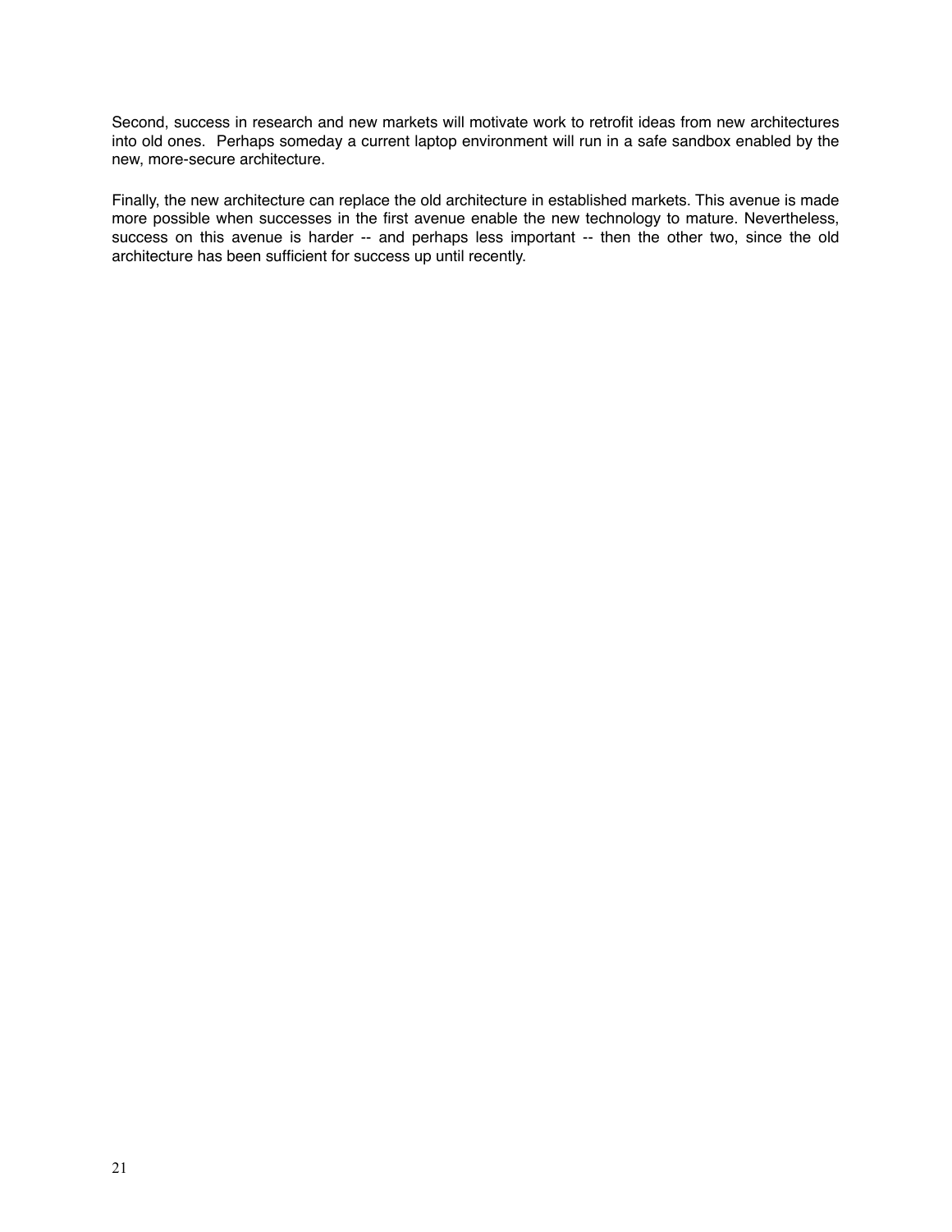Second, success in research and new markets will motivate work to retrofit ideas from new architectures into old ones. Perhaps someday a current laptop environment will run in a safe sandbox enabled by the new, more-secure architecture.

Finally, the new architecture can replace the old architecture in established markets. This avenue is made more possible when successes in the first avenue enable the new technology to mature. Nevertheless, success on this avenue is harder -- and perhaps less important -- then the other two, since the old architecture has been sufficient for success up until recently.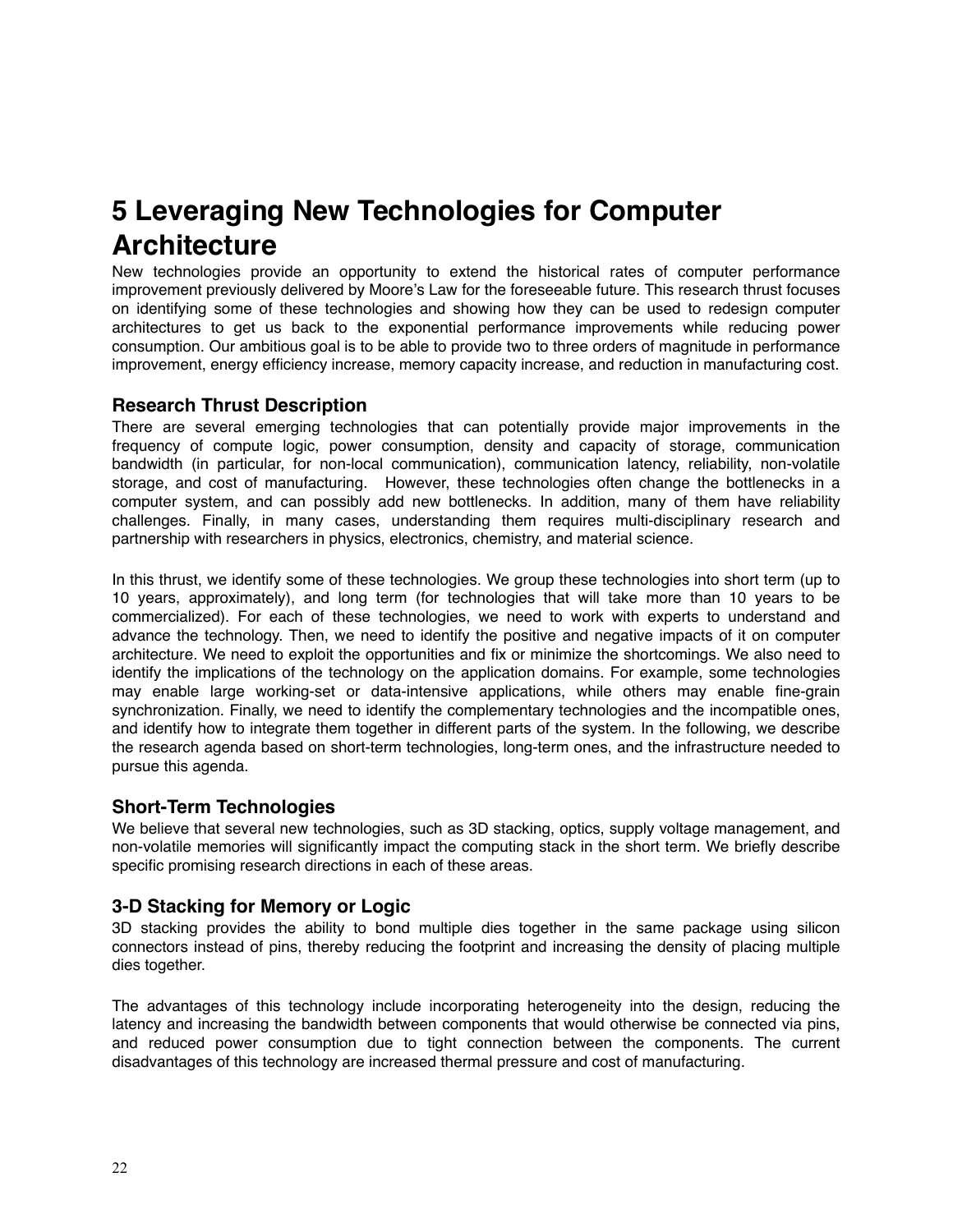# 5 Leveraging New Technologies for Computer Architecture

New technologies provide an opportunity to extend the historical rates of computer performance improvement previously delivered by Moore's Law for the foreseeable future. This research thrust focuses on identifying some of these technologies and showing how they can be used to redesign computer architectures to get us back to the exponential performance improvements while reducing power consumption. Our ambitious goal is to be able to provide two to three orders of magnitude in performance improvement, energy efficiency increase, memory capacity increase, and reduction in manufacturing cost.

## Research Thrust Description

There are several emerging technologies that can potentially provide major improvements in the frequency of compute logic, power consumption, density and capacity of storage, communication bandwidth (in particular, for non-local communication), communication latency, reliability, non-volatile storage, and cost of manufacturing. However, these technologies often change the bottlenecks in a computer system, and can possibly add new bottlenecks. In addition, many of them have reliability challenges. Finally, in many cases, understanding them requires multi-disciplinary research and partnership with researchers in physics, electronics, chemistry, and material science.

In this thrust, we identify some of these technologies. We group these technologies into short term (up to 10 years, approximately), and long term (for technologies that will take more than 10 years to be commercialized). For each of these technologies, we need to work with experts to understand and advance the technology. Then, we need to identify the positive and negative impacts of it on computer architecture. We need to exploit the opportunities and fix or minimize the shortcomings. We also need to identify the implications of the technology on the application domains. For example, some technologies may enable large working-set or data-intensive applications, while others may enable fine-grain synchronization. Finally, we need to identify the complementary technologies and the incompatible ones, and identify how to integrate them together in different parts of the system. In the following, we describe the research agenda based on short-term technologies, long-term ones, and the infrastructure needed to pursue this agenda.

## Short-Term Technologies

We believe that several new technologies, such as 3D stacking, optics, supply voltage management, and non-volatile memories will significantly impact the computing stack in the short term. We briefly describe specific promising research directions in each of these areas.

## 3-D Stacking for Memory or Logic

3D stacking provides the ability to bond multiple dies together in the same package using silicon connectors instead of pins, thereby reducing the footprint and increasing the density of placing multiple dies together.

The advantages of this technology include incorporating heterogeneity into the design, reducing the latency and increasing the bandwidth between components that would otherwise be connected via pins, and reduced power consumption due to tight connection between the components. The current disadvantages of this technology are increased thermal pressure and cost of manufacturing.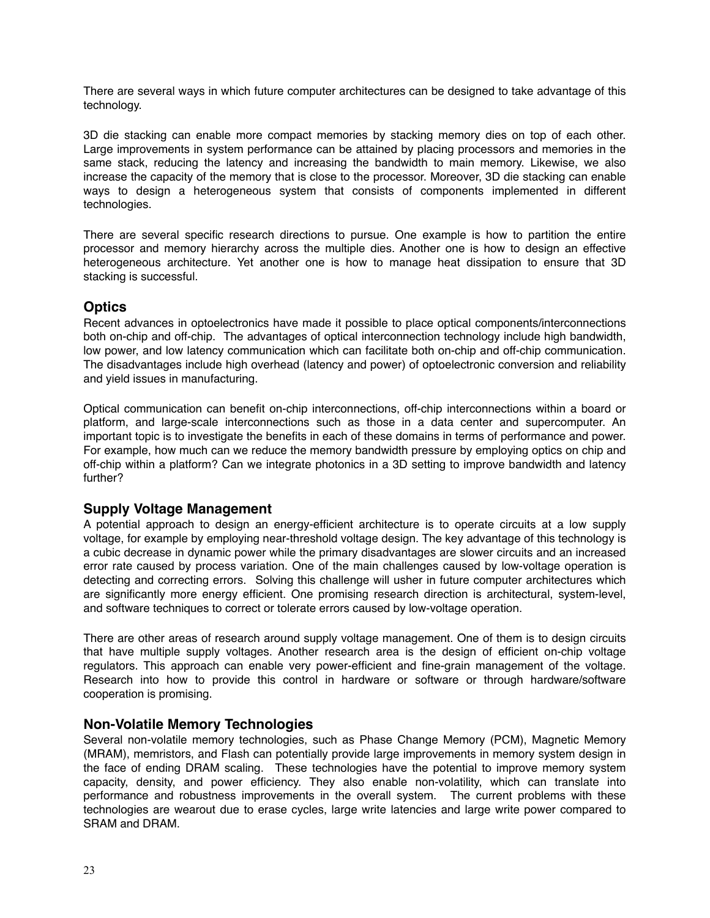There are several ways in which future computer architectures can be designed to take advantage of this technology.

3D die stacking can enable more compact memories by stacking memory dies on top of each other. Large improvements in system performance can be attained by placing processors and memories in the same stack, reducing the latency and increasing the bandwidth to main memory. Likewise, we also increase the capacity of the memory that is close to the processor. Moreover, 3D die stacking can enable ways to design a heterogeneous system that consists of components implemented in different technologies.

There are several specific research directions to pursue. One example is how to partition the entire processor and memory hierarchy across the multiple dies. Another one is how to design an effective heterogeneous architecture. Yet another one is how to manage heat dissipation to ensure that 3D stacking is successful.

## Optics

Recent advances in optoelectronics have made it possible to place optical components/interconnections both on-chip and off-chip. The advantages of optical interconnection technology include high bandwidth, low power, and low latency communication which can facilitate both on-chip and off-chip communication. The disadvantages include high overhead (latency and power) of optoelectronic conversion and reliability and yield issues in manufacturing.

Optical communication can benefit on-chip interconnections, off-chip interconnections within a board or platform, and large-scale interconnections such as those in a data center and supercomputer. An important topic is to investigate the benefits in each of these domains in terms of performance and power. For example, how much can we reduce the memory bandwidth pressure by employing optics on chip and off-chip within a platform? Can we integrate photonics in a 3D setting to improve bandwidth and latency further?

## Supply Voltage Management

A potential approach to design an energy-efficient architecture is to operate circuits at a low supply voltage, for example by employing near-threshold voltage design. The key advantage of this technology is a cubic decrease in dynamic power while the primary disadvantages are slower circuits and an increased error rate caused by process variation. One of the main challenges caused by low-voltage operation is detecting and correcting errors. Solving this challenge will usher in future computer architectures which are significantly more energy efficient. One promising research direction is architectural, system-level, and software techniques to correct or tolerate errors caused by low-voltage operation.

There are other areas of research around supply voltage management. One of them is to design circuits that have multiple supply voltages. Another research area is the design of efficient on-chip voltage regulators. This approach can enable very power-efficient and fine-grain management of the voltage. Research into how to provide this control in hardware or software or through hardware/software cooperation is promising.

## Non-Volatile Memory Technologies

Several non-volatile memory technologies, such as Phase Change Memory (PCM), Magnetic Memory (MRAM), memristors, and Flash can potentially provide large improvements in memory system design in the face of ending DRAM scaling. These technologies have the potential to improve memory system capacity, density, and power efficiency. They also enable non-volatility, which can translate into performance and robustness improvements in the overall system. The current problems with these technologies are wearout due to erase cycles, large write latencies and large write power compared to SRAM and DRAM.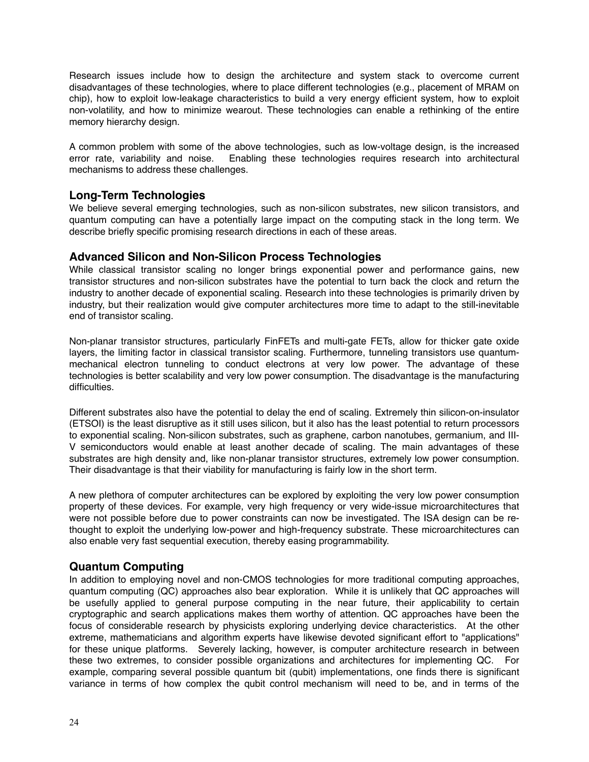Research issues include how to design the architecture and system stack to overcome current disadvantages of these technologies, where to place different technologies (e.g., placement of MRAM on chip), how to exploit low-leakage characteristics to build a very energy efficient system, how to exploit non-volatility, and how to minimize wearout. These technologies can enable a rethinking of the entire memory hierarchy design.

A common problem with some of the above technologies, such as low-voltage design, is the increased error rate, variability and noise. Enabling these technologies requires research into architectural mechanisms to address these challenges.

## Long-Term Technologies

We believe several emerging technologies, such as non-silicon substrates, new silicon transistors, and quantum computing can have a potentially large impact on the computing stack in the long term. We describe briefly specific promising research directions in each of these areas.

## Advanced Silicon and Non-Silicon Process Technologies

While classical transistor scaling no longer brings exponential power and performance gains, new transistor structures and non-silicon substrates have the potential to turn back the clock and return the industry to another decade of exponential scaling. Research into these technologies is primarily driven by industry, but their realization would give computer architectures more time to adapt to the still-inevitable end of transistor scaling.

Non-planar transistor structures, particularly FinFETs and multi-gate FETs, allow for thicker gate oxide layers, the limiting factor in classical transistor scaling. Furthermore, tunneling transistors use quantum-mechanical electron tunneling to conduct electrons at very low power. The advantage of these technologies is better scalability and very low power consumption. The disadvantage is the manufacturing difficulties.

Different substrates also have the potential to delay the end of scaling. Extremely thin silicon-on-insulator (ETSOI) is the least disruptive as it still uses silicon, but it also has the least potential to return processors to exponential scaling. Non-silicon substrates, such as graphene, carbon nanotubes, germanium, and III-V semiconductors would enable at least another decade of scaling. The main advantages of these substrates are high density and, like non-planar transistor structures, extremely low power consumption. Their disadvantage is that their viability for manufacturing is fairly low in the short term.

A new plethora of computer architectures can be explored by exploiting the very low power consumption property of these devices. For example, very high frequency or very wide-issue microarchitectures that were not possible before due to power constraints can now be investigated. The ISA design can be re-thought to exploit the underlying low-power and high-frequency substrate. These microarchitectures can also enable very fast sequential execution, thereby easing programmability.

## Quantum Computing

In addition to employing novel and non-CMOS technologies for more traditional computing approaches, quantum computing (QC) approaches also bear exploration. While it is unlikely that QC approaches will be usefully applied to general purpose computing in the near future, their applicability to certain cryptographic and search applications makes them worthy of attention. QC approaches have been the focus of considerable research by physicists exploring underlying device characteristics. At the other extreme, mathematicians and algorithm experts have likewise devoted significant effort to "applications" for these unique platforms. Severely lacking, however, is computer architecture research in between these two extremes, to consider possible organizations and architectures for implementing QC. For example, comparing several possible quantum bit (qubit) implementations, one finds there is significant variance in terms of how complex the qubit control mechanism will need to be, and in terms of the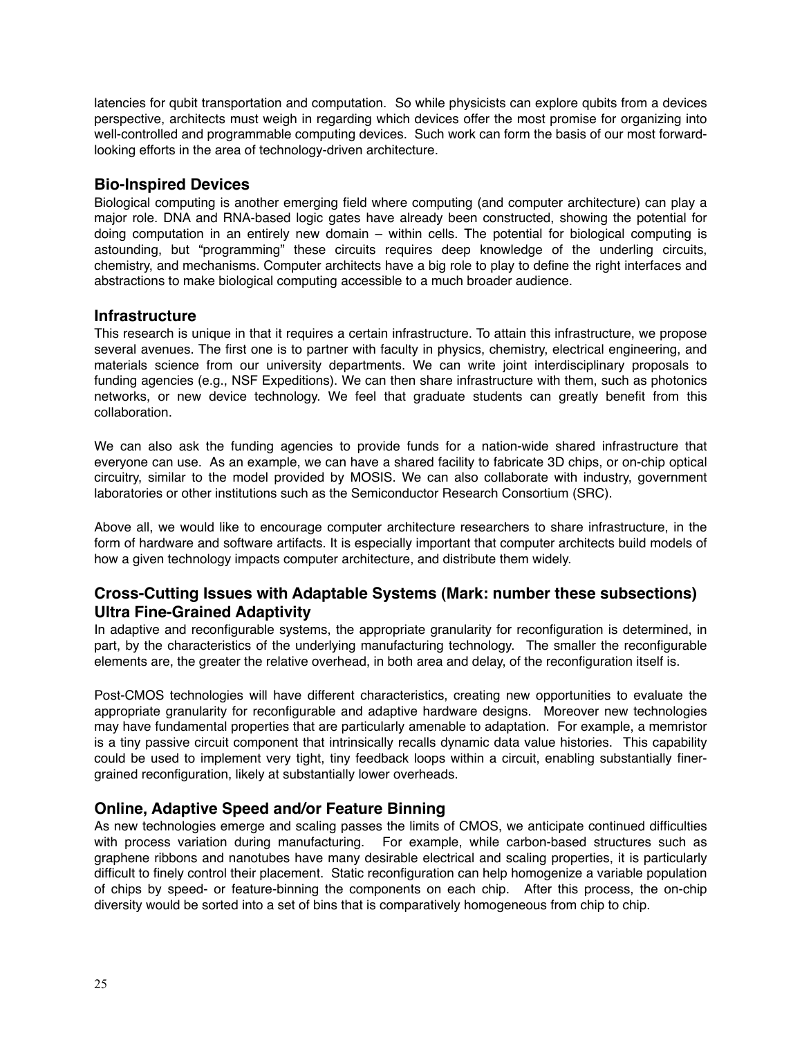latencies for qubit transportation and computation. So while physicists can explore qubits from a devices perspective, architects must weigh in regarding which devices offer the most promise for organizing into well-controlled and programmable computing devices. Such work can form the basis of our most forward-looking efforts in the area of technology-driven architecture.

### Bio-Inspired Devices

Biological computing is another emerging field where computing (and computer architecture) can play a major role. DNA and RNA-based logic gates have already been constructed, showing the potential for doing computation in an entirely new domain – within cells. The potential for biological computing is astounding, but "programming" these circuits requires deep knowledge of the underling circuits, chemistry, and mechanisms. Computer architects have a big role to play to define the right interfaces and abstractions to make biological computing accessible to a much broader audience.

### Infrastructure

This research is unique in that it requires a certain infrastructure. To attain this infrastructure, we propose several avenues. The first one is to partner with faculty in physics, chemistry, electrical engineering, and materials science from our university departments. We can write joint interdisciplinary proposals to funding agencies (e.g., NSF Expeditions). We can then share infrastructure with them, such as photonics networks, or new device technology. We feel that graduate students can greatly benefit from this collaboration.

We can also ask the funding agencies to provide funds for a nation-wide shared infrastructure that everyone can use. As an example, we can have a shared facility to fabricate 3D chips, or on-chip optical circuitry, similar to the model provided by MOSIS. We can also collaborate with industry, government laboratories or other institutions such as the Semiconductor Research Consortium (SRC).

Above all, we would like to encourage computer architecture researchers to share infrastructure, in the form of hardware and software artifacts. It is especially important that computer architects build models of how a given technology impacts computer architecture, and distribute them widely.

### Cross-Cutting Issues with Adaptable Systems (Mark: number these subsections)
### Ultra Fine-Grained Adaptivity

In adaptive and reconfigurable systems, the appropriate granularity for reconfiguration is determined, in part, by the characteristics of the underlying manufacturing technology. The smaller the reconfigurable elements are, the greater the relative overhead, in both area and delay, of the reconfiguration itself is.

Post-CMOS technologies will have different characteristics, creating new opportunities to evaluate the appropriate granularity for reconfigurable and adaptive hardware designs. Moreover new technologies may have fundamental properties that are particularly amenable to adaptation. For example, a memristor is a tiny passive circuit component that intrinsically recalls dynamic data value histories. This capability could be used to implement very tight, tiny feedback loops within a circuit, enabling substantially finer-grained reconfiguration, likely at substantially lower overheads.

### Online, Adaptive Speed and/or Feature Binning

As new technologies emerge and scaling passes the limits of CMOS, we anticipate continued difficulties with process variation during manufacturing. For example, while carbon-based structures such as graphene ribbons and nanotubes have many desirable electrical and scaling properties, it is particularly difficult to finely control their placement. Static reconfiguration can help homogenize a variable population of chips by speed- or feature-binning the components on each chip. After this process, the on-chip diversity would be sorted into a set of bins that is comparatively homogeneous from chip to chip.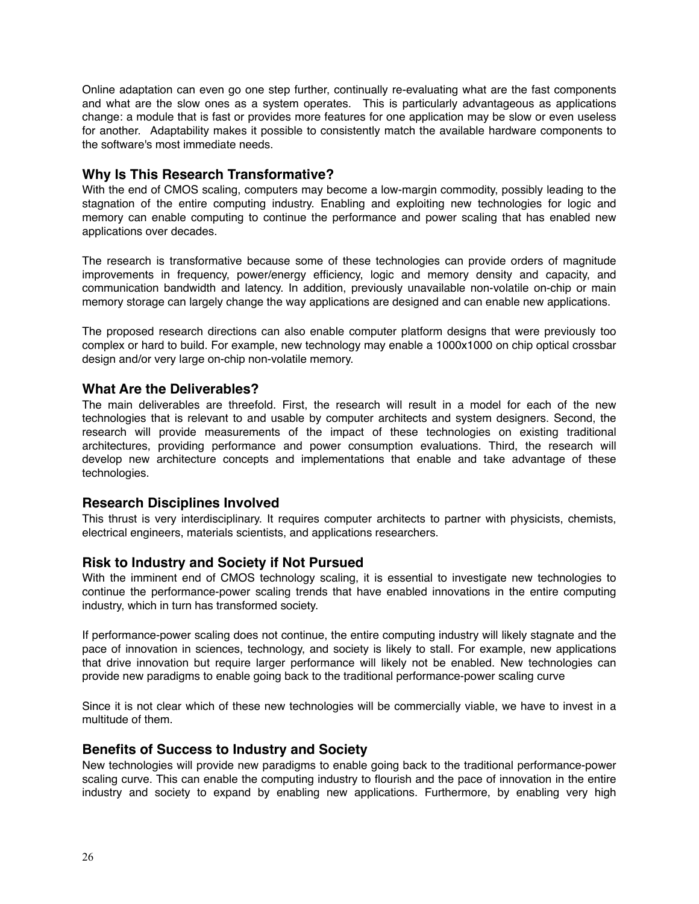Online adaptation can even go one step further, continually re-evaluating what are the fast components and what are the slow ones as a system operates. This is particularly advantageous as applications change: a module that is fast or provides more features for one application may be slow or even useless for another. Adaptability makes it possible to consistently match the available hardware components to the software's most immediate needs.

### Why Is This Research Transformative?

With the end of CMOS scaling, computers may become a low-margin commodity, possibly leading to the stagnation of the entire computing industry. Enabling and exploiting new technologies for logic and memory can enable computing to continue the performance and power scaling that has enabled new applications over decades.

The research is transformative because some of these technologies can provide orders of magnitude improvements in frequency, power/energy efficiency, logic and memory density and capacity, and communication bandwidth and latency. In addition, previously unavailable non-volatile on-chip or main memory storage can largely change the way applications are designed and can enable new applications.

The proposed research directions can also enable computer platform designs that were previously too complex or hard to build. For example, new technology may enable a 1000x1000 on chip optical crossbar design and/or very large on-chip non-volatile memory.

### What Are the Deliverables?

The main deliverables are threefold. First, the research will result in a model for each of the new technologies that is relevant to and usable by computer architects and system designers. Second, the research will provide measurements of the impact of these technologies on existing traditional architectures, providing performance and power consumption evaluations. Third, the research will develop new architecture concepts and implementations that enable and take advantage of these technologies.

### Research Disciplines Involved

This thrust is very interdisciplinary. It requires computer architects to partner with physicists, chemists, electrical engineers, materials scientists, and applications researchers.

### Risk to Industry and Society if Not Pursued

With the imminent end of CMOS technology scaling, it is essential to investigate new technologies to continue the performance-power scaling trends that have enabled innovations in the entire computing industry, which in turn has transformed society.

If performance-power scaling does not continue, the entire computing industry will likely stagnate and the pace of innovation in sciences, technology, and society is likely to stall. For example, new applications that drive innovation but require larger performance will likely not be enabled. New technologies can provide new paradigms to enable going back to the traditional performance-power scaling curve

Since it is not clear which of these new technologies will be commercially viable, we have to invest in a multitude of them.

### Benefits of Success to Industry and Society

New technologies will provide new paradigms to enable going back to the traditional performance-power scaling curve. This can enable the computing industry to flourish and the pace of innovation in the entire industry and society to expand by enabling new applications. Furthermore, by enabling very high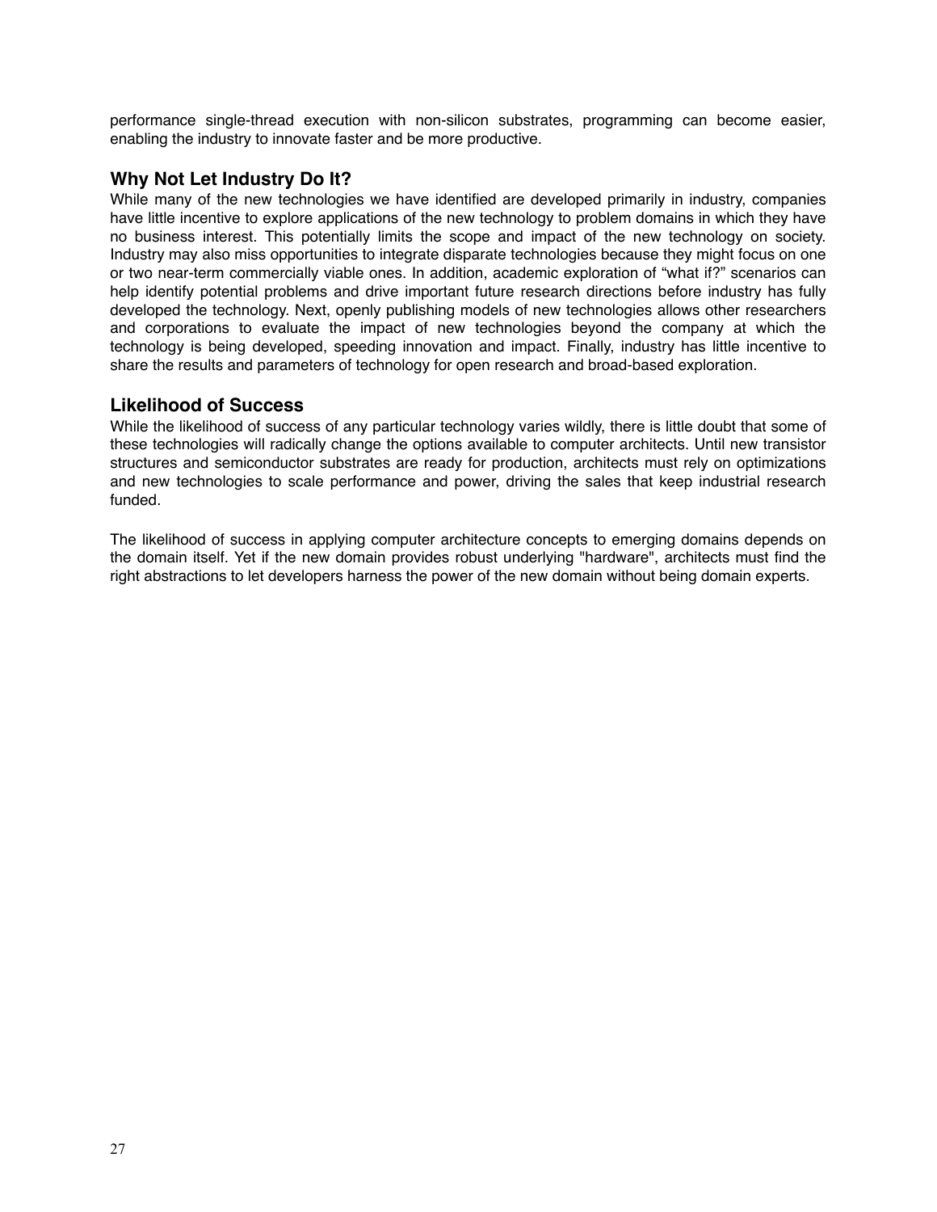performance single-thread execution with non-silicon substrates, programming can become easier, enabling the industry to innovate faster and be more productive.

## Why Not Let Industry Do It?

While many of the new technologies we have identified are developed primarily in industry, companies have little incentive to explore applications of the new technology to problem domains in which they have no business interest. This potentially limits the scope and impact of the new technology on society. Industry may also miss opportunities to integrate disparate technologies because they might focus on one or two near-term commercially viable ones. In addition, academic exploration of “what if?” scenarios can help identify potential problems and drive important future research directions before industry has fully developed the technology. Next, openly publishing models of new technologies allows other researchers and corporations to evaluate the impact of new technologies beyond the company at which the technology is being developed, speeding innovation and impact. Finally, industry has little incentive to share the results and parameters of technology for open research and broad-based exploration.

## Likelihood of Success

While the likelihood of success of any particular technology varies wildly, there is little doubt that some of these technologies will radically change the options available to computer architects. Until new transistor structures and semiconductor substrates are ready for production, architects must rely on optimizations and new technologies to scale performance and power, driving the sales that keep industrial research funded.

The likelihood of success in applying computer architecture concepts to emerging domains depends on the domain itself. Yet if the new domain provides robust underlying "hardware", architects must find the right abstractions to let developers harness the power of the new domain without being domain experts.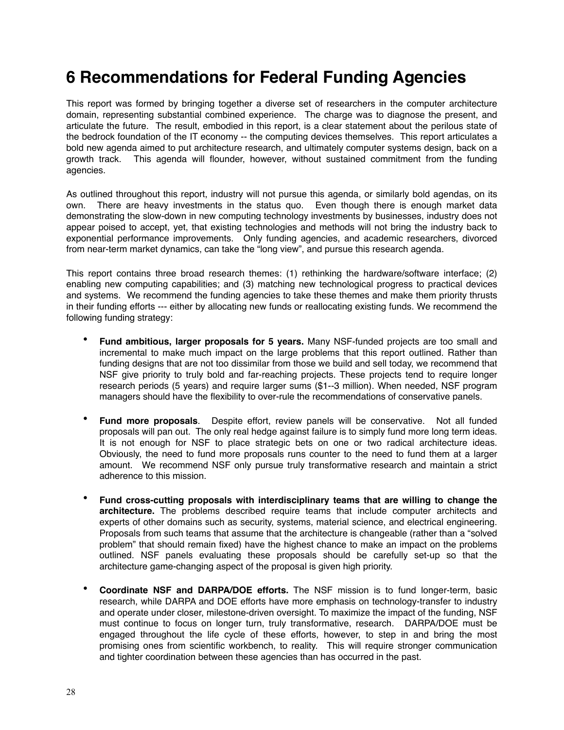# 6 Recommendations for Federal Funding Agencies

This report was formed by bringing together a diverse set of researchers in the computer architecture domain, representing substantial combined experience. The charge was to diagnose the present, and articulate the future. The result, embodied in this report, is a clear statement about the perilous state of the bedrock foundation of the IT economy -- the computing devices themselves. This report articulates a bold new agenda aimed to put architecture research, and ultimately computer systems design, back on a growth track. This agenda will flounder, however, without sustained commitment from the funding agencies.

As outlined throughout this report, industry will not pursue this agenda, or similarly bold agendas, on its own. There are heavy investments in the status quo. Even though there is enough market data demonstrating the slow-down in new computing technology investments by businesses, industry does not appear poised to accept, yet, that existing technologies and methods will not bring the industry back to exponential performance improvements. Only funding agencies, and academic researchers, divorced from near-term market dynamics, can take the "long view", and pursue this research agenda.

This report contains three broad research themes: (1) rethinking the hardware/software interface; (2) enabling new computing capabilities; and (3) matching new technological progress to practical devices and systems. We recommend the funding agencies to take these themes and make them priority thrusts in their funding efforts --- either by allocating new funds or reallocating existing funds. We recommend the following funding strategy:

- **Fund ambitious, larger proposals for 5 years.** Many NSF-funded projects are too small and incremental to make much impact on the large problems that this report outlined. Rather than funding designs that are not too dissimilar from those we build and sell today, we recommend that NSF give priority to truly bold and far-reaching projects. These projects tend to require longer research periods (5 years) and require larger sums ($1--3 million). When needed, NSF program managers should have the flexibility to over-rule the recommendations of conservative panels.

- **Fund more proposals**. Despite effort, review panels will be conservative. Not all funded proposals will pan out. The only real hedge against failure is to simply fund more long term ideas. It is not enough for NSF to place strategic bets on one or two radical architecture ideas. Obviously, the need to fund more proposals runs counter to the need to fund them at a larger amount. We recommend NSF only pursue truly transformative research and maintain a strict adherence to this mission.

- **Fund cross-cutting proposals with interdisciplinary teams that are willing to change the architecture.** The problems described require teams that include computer architects and experts of other domains such as security, systems, material science, and electrical engineering. Proposals from such teams that assume that the architecture is changeable (rather than a "solved problem" that should remain fixed) have the highest chance to make an impact on the problems outlined. NSF panels evaluating these proposals should be carefully set-up so that the architecture game-changing aspect of the proposal is given high priority.

- **Coordinate NSF and DARPA/DOE efforts.** The NSF mission is to fund longer-term, basic research, while DARPA and DOE efforts have more emphasis on technology-transfer to industry and operate under closer, milestone-driven oversight. To maximize the impact of the funding, NSF must continue to focus on longer turn, truly transformative, research. DARPA/DOE must be engaged throughout the life cycle of these efforts, however, to step in and bring the most promising ones from scientific workbench, to reality. This will require stronger communication and tighter coordination between these agencies than has occurred in the past.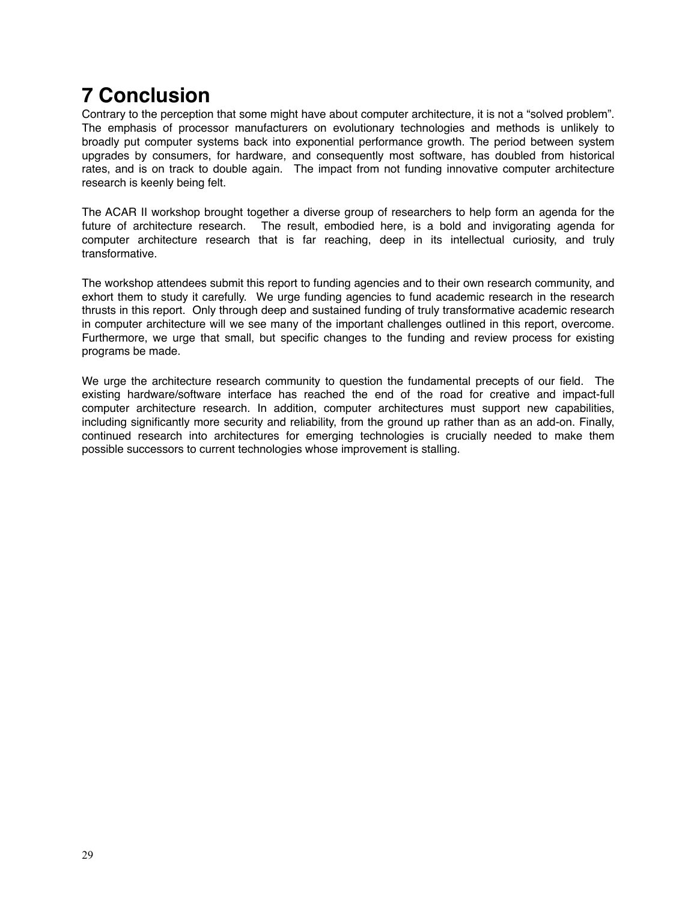# 7 Conclusion

Contrary to the perception that some might have about computer architecture, it is not a "solved problem". The emphasis of processor manufacturers on evolutionary technologies and methods is unlikely to broadly put computer systems back into exponential performance growth. The period between system upgrades by consumers, for hardware, and consequently most software, has doubled from historical rates, and is on track to double again. The impact from not funding innovative computer architecture research is keenly being felt.

The ACAR II workshop brought together a diverse group of researchers to help form an agenda for the future of architecture research. The result, embodied here, is a bold and invigorating agenda for computer architecture research that is far reaching, deep in its intellectual curiosity, and truly transformative.

The workshop attendees submit this report to funding agencies and to their own research community, and exhort them to study it carefully. We urge funding agencies to fund academic research in the research thrusts in this report. Only through deep and sustained funding of truly transformative academic research in computer architecture will we see many of the important challenges outlined in this report, overcome. Furthermore, we urge that small, but specific changes to the funding and review process for existing programs be made.

We urge the architecture research community to question the fundamental precepts of our field. The existing hardware/software interface has reached the end of the road for creative and impact-full computer architecture research. In addition, computer architectures must support new capabilities, including significantly more security and reliability, from the ground up rather than as an add-on. Finally, continued research into architectures for emerging technologies is crucially needed to make them possible successors to current technologies whose improvement is stalling.